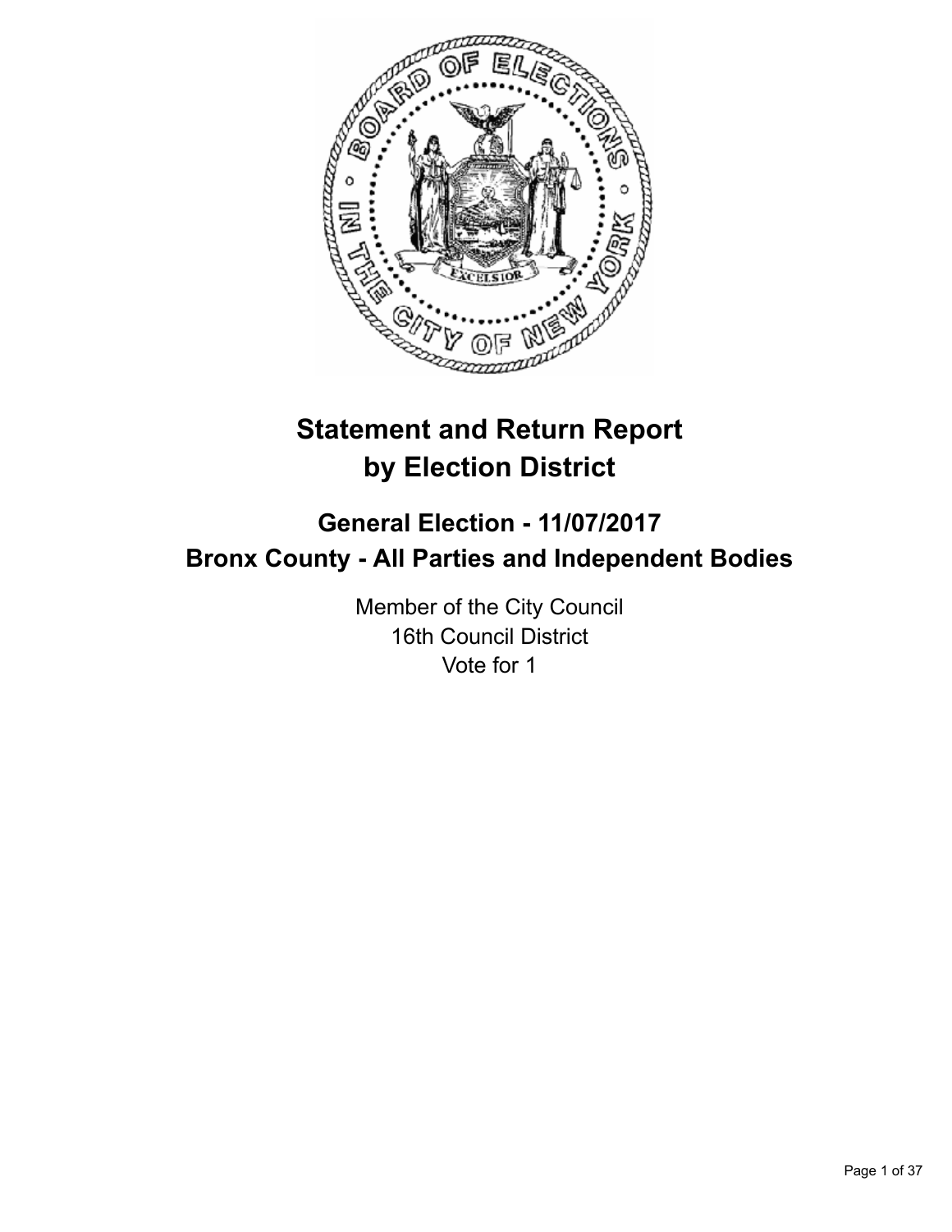# Statement and Return Report by Election District

## General Election - 11/07/2017
## Bronx County - All Parties and Independent Bodies

Member of the City Council
16th Council District
Vote for 1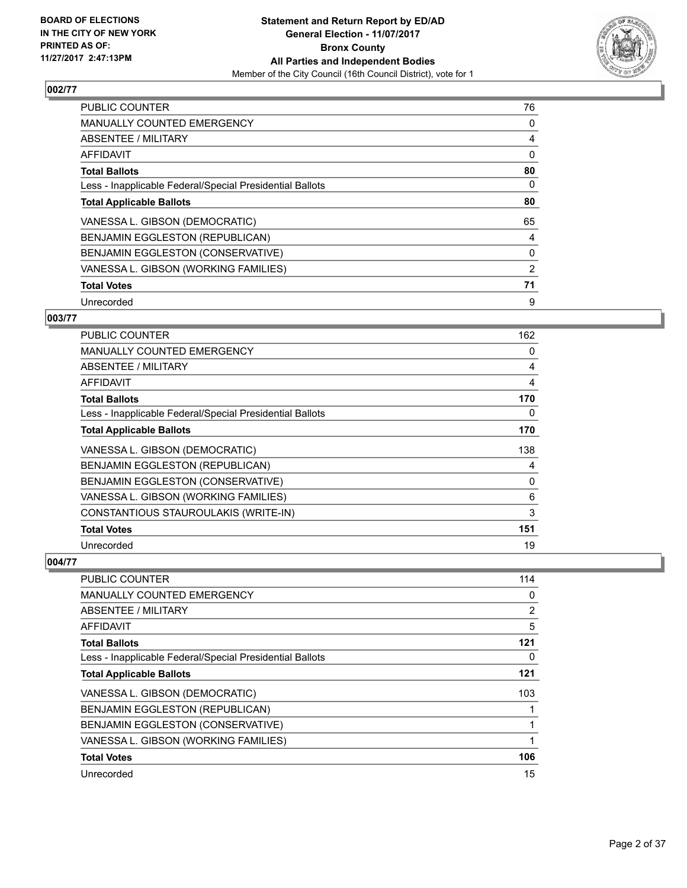### 002/77

| | |
|---|---|
| PUBLIC COUNTER | 76 |
| MANUALLY COUNTED EMERGENCY | 0 |
| ABSENTEE / MILITARY | 4 |
| AFFIDAVIT | 0 |
| **Total Ballots** | **80** |
| Less - Inapplicable Federal/Special Presidential Ballots | 0 |
| **Total Applicable Ballots** | **80** |
| VANESSA L. GIBSON (DEMOCRATIC) | 65 |
| BENJAMIN EGGLESTON (REPUBLICAN) | 4 |
| BENJAMIN EGGLESTON (CONSERVATIVE) | 0 |
| VANESSA L. GIBSON (WORKING FAMILIES) | 2 |
| **Total Votes** | **71** |
| Unrecorded | 9 |

### 003/77

| | |
|---|---|
| PUBLIC COUNTER | 162 |
| MANUALLY COUNTED EMERGENCY | 0 |
| ABSENTEE / MILITARY | 4 |
| AFFIDAVIT | 4 |
| **Total Ballots** | **170** |
| Less - Inapplicable Federal/Special Presidential Ballots | 0 |
| **Total Applicable Ballots** | **170** |
| VANESSA L. GIBSON (DEMOCRATIC) | 138 |
| BENJAMIN EGGLESTON (REPUBLICAN) | 4 |
| BENJAMIN EGGLESTON (CONSERVATIVE) | 0 |
| VANESSA L. GIBSON (WORKING FAMILIES) | 6 |
| CONSTANTIOUS STAUROULAKIS (WRITE-IN) | 3 |
| **Total Votes** | **151** |
| Unrecorded | 19 |

### 004/77

| | |
|---|---|
| PUBLIC COUNTER | 114 |
| MANUALLY COUNTED EMERGENCY | 0 |
| ABSENTEE / MILITARY | 2 |
| AFFIDAVIT | 5 |
| **Total Ballots** | **121** |
| Less - Inapplicable Federal/Special Presidential Ballots | 0 |
| **Total Applicable Ballots** | **121** |
| VANESSA L. GIBSON (DEMOCRATIC) | 103 |
| BENJAMIN EGGLESTON (REPUBLICAN) | 1 |
| BENJAMIN EGGLESTON (CONSERVATIVE) | 1 |
| VANESSA L. GIBSON (WORKING FAMILIES) | 1 |
| **Total Votes** | **106** |
| Unrecorded | 15 |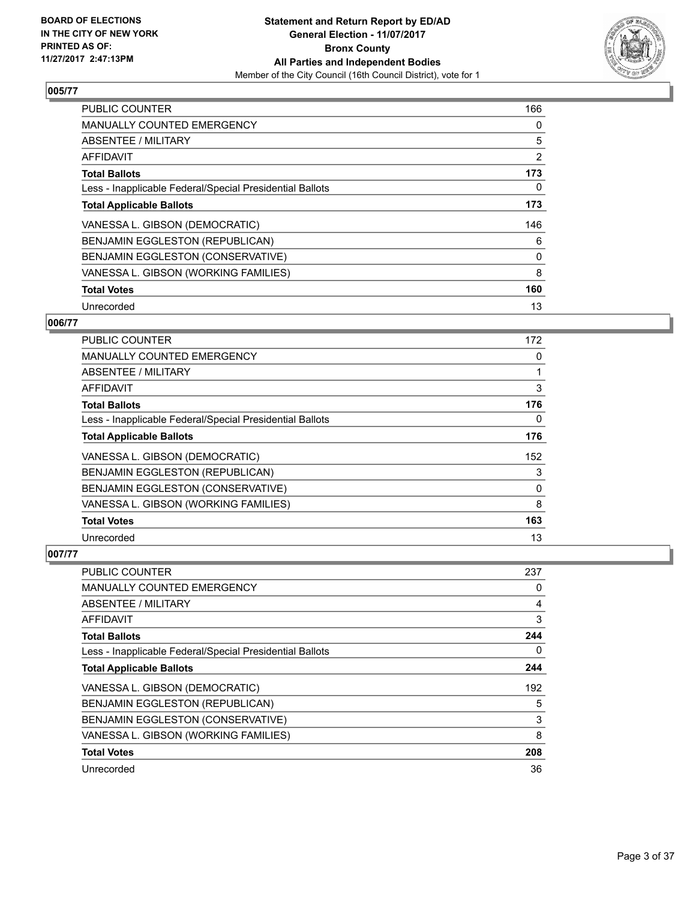**Statement and Return Report by ED/AD**
**General Election - 11/07/2017**
**Bronx County**
**All Parties and Independent Bodies**
Member of the City Council (16th Council District), vote for 1

BOARD OF ELECTIONS IN THE CITY OF NEW YORK PRINTED AS OF: 11/27/2017 2:47:13PM

### 005/77

| | |
|---|---|
| PUBLIC COUNTER | 166 |
| MANUALLY COUNTED EMERGENCY | 0 |
| ABSENTEE / MILITARY | 5 |
| AFFIDAVIT | 2 |
| **Total Ballots** | **173** |
| Less - Inapplicable Federal/Special Presidential Ballots | 0 |
| **Total Applicable Ballots** | **173** |
| VANESSA L. GIBSON (DEMOCRATIC) | 146 |
| BENJAMIN EGGLESTON (REPUBLICAN) | 6 |
| BENJAMIN EGGLESTON (CONSERVATIVE) | 0 |
| VANESSA L. GIBSON (WORKING FAMILIES) | 8 |
| **Total Votes** | **160** |
| Unrecorded | 13 |

### 006/77

| | |
|---|---|
| PUBLIC COUNTER | 172 |
| MANUALLY COUNTED EMERGENCY | 0 |
| ABSENTEE / MILITARY | 1 |
| AFFIDAVIT | 3 |
| **Total Ballots** | **176** |
| Less - Inapplicable Federal/Special Presidential Ballots | 0 |
| **Total Applicable Ballots** | **176** |
| VANESSA L. GIBSON (DEMOCRATIC) | 152 |
| BENJAMIN EGGLESTON (REPUBLICAN) | 3 |
| BENJAMIN EGGLESTON (CONSERVATIVE) | 0 |
| VANESSA L. GIBSON (WORKING FAMILIES) | 8 |
| **Total Votes** | **163** |
| Unrecorded | 13 |

### 007/77

| | |
|---|---|
| PUBLIC COUNTER | 237 |
| MANUALLY COUNTED EMERGENCY | 0 |
| ABSENTEE / MILITARY | 4 |
| AFFIDAVIT | 3 |
| **Total Ballots** | **244** |
| Less - Inapplicable Federal/Special Presidential Ballots | 0 |
| **Total Applicable Ballots** | **244** |
| VANESSA L. GIBSON (DEMOCRATIC) | 192 |
| BENJAMIN EGGLESTON (REPUBLICAN) | 5 |
| BENJAMIN EGGLESTON (CONSERVATIVE) | 3 |
| VANESSA L. GIBSON (WORKING FAMILIES) | 8 |
| **Total Votes** | **208** |
| Unrecorded | 36 |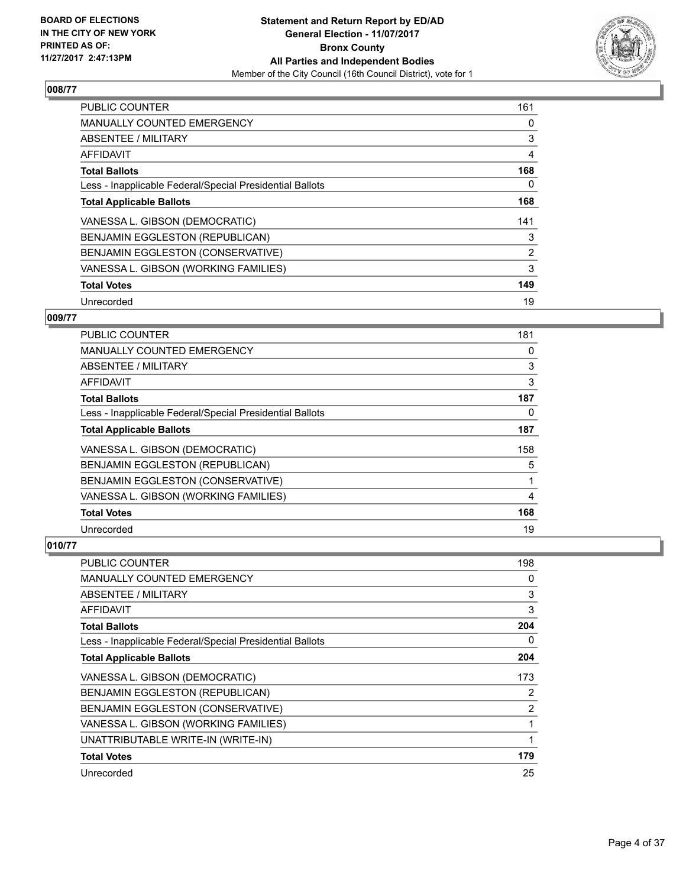## 008/77

| | |
|---|---|
| PUBLIC COUNTER | 161 |
| MANUALLY COUNTED EMERGENCY | 0 |
| ABSENTEE / MILITARY | 3 |
| AFFIDAVIT | 4 |
| **Total Ballots** | **168** |
| Less - Inapplicable Federal/Special Presidential Ballots | 0 |
| **Total Applicable Ballots** | **168** |
| VANESSA L. GIBSON (DEMOCRATIC) | 141 |
| BENJAMIN EGGLESTON (REPUBLICAN) | 3 |
| BENJAMIN EGGLESTON (CONSERVATIVE) | 2 |
| VANESSA L. GIBSON (WORKING FAMILIES) | 3 |
| **Total Votes** | **149** |
| Unrecorded | 19 |

## 009/77

| | |
|---|---|
| PUBLIC COUNTER | 181 |
| MANUALLY COUNTED EMERGENCY | 0 |
| ABSENTEE / MILITARY | 3 |
| AFFIDAVIT | 3 |
| **Total Ballots** | **187** |
| Less - Inapplicable Federal/Special Presidential Ballots | 0 |
| **Total Applicable Ballots** | **187** |
| VANESSA L. GIBSON (DEMOCRATIC) | 158 |
| BENJAMIN EGGLESTON (REPUBLICAN) | 5 |
| BENJAMIN EGGLESTON (CONSERVATIVE) | 1 |
| VANESSA L. GIBSON (WORKING FAMILIES) | 4 |
| **Total Votes** | **168** |
| Unrecorded | 19 |

## 010/77

| | |
|---|---|
| PUBLIC COUNTER | 198 |
| MANUALLY COUNTED EMERGENCY | 0 |
| ABSENTEE / MILITARY | 3 |
| AFFIDAVIT | 3 |
| **Total Ballots** | **204** |
| Less - Inapplicable Federal/Special Presidential Ballots | 0 |
| **Total Applicable Ballots** | **204** |
| VANESSA L. GIBSON (DEMOCRATIC) | 173 |
| BENJAMIN EGGLESTON (REPUBLICAN) | 2 |
| BENJAMIN EGGLESTON (CONSERVATIVE) | 2 |
| VANESSA L. GIBSON (WORKING FAMILIES) | 1 |
| UNATTRIBUTABLE WRITE-IN (WRITE-IN) | 1 |
| **Total Votes** | **179** |
| Unrecorded | 25 |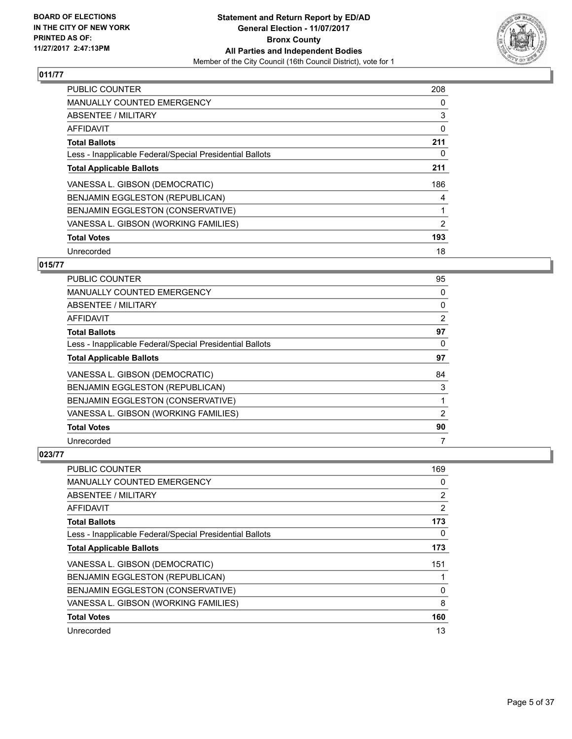**BOARD OF ELECTIONS IN THE CITY OF NEW YORK PRINTED AS OF: 11/27/2017 2:47:13PM**

**Statement and Return Report by ED/AD General Election - 11/07/2017 Bronx County All Parties and Independent Bodies**

Member of the City Council (16th Council District), vote for 1

## 011/77

| | |
|---|---|
| PUBLIC COUNTER | 208 |
| MANUALLY COUNTED EMERGENCY | 0 |
| ABSENTEE / MILITARY | 3 |
| AFFIDAVIT | 0 |
| **Total Ballots** | **211** |
| Less - Inapplicable Federal/Special Presidential Ballots | 0 |
| **Total Applicable Ballots** | **211** |
| VANESSA L. GIBSON (DEMOCRATIC) | 186 |
| BENJAMIN EGGLESTON (REPUBLICAN) | 4 |
| BENJAMIN EGGLESTON (CONSERVATIVE) | 1 |
| VANESSA L. GIBSON (WORKING FAMILIES) | 2 |
| **Total Votes** | **193** |
| Unrecorded | 18 |

## 015/77

| | |
|---|---|
| PUBLIC COUNTER | 95 |
| MANUALLY COUNTED EMERGENCY | 0 |
| ABSENTEE / MILITARY | 0 |
| AFFIDAVIT | 2 |
| **Total Ballots** | **97** |
| Less - Inapplicable Federal/Special Presidential Ballots | 0 |
| **Total Applicable Ballots** | **97** |
| VANESSA L. GIBSON (DEMOCRATIC) | 84 |
| BENJAMIN EGGLESTON (REPUBLICAN) | 3 |
| BENJAMIN EGGLESTON (CONSERVATIVE) | 1 |
| VANESSA L. GIBSON (WORKING FAMILIES) | 2 |
| **Total Votes** | **90** |
| Unrecorded | 7 |

## 023/77

| | |
|---|---|
| PUBLIC COUNTER | 169 |
| MANUALLY COUNTED EMERGENCY | 0 |
| ABSENTEE / MILITARY | 2 |
| AFFIDAVIT | 2 |
| **Total Ballots** | **173** |
| Less - Inapplicable Federal/Special Presidential Ballots | 0 |
| **Total Applicable Ballots** | **173** |
| VANESSA L. GIBSON (DEMOCRATIC) | 151 |
| BENJAMIN EGGLESTON (REPUBLICAN) | 1 |
| BENJAMIN EGGLESTON (CONSERVATIVE) | 0 |
| VANESSA L. GIBSON (WORKING FAMILIES) | 8 |
| **Total Votes** | **160** |
| Unrecorded | 13 |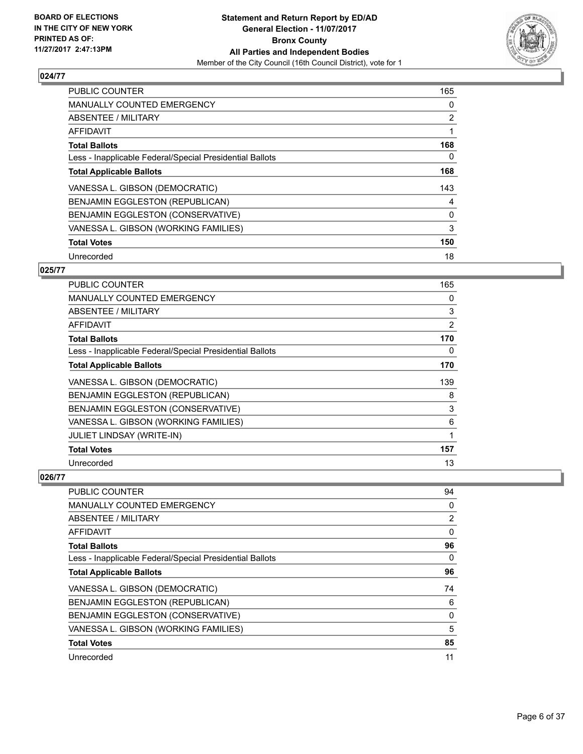## 024/77

| | |
|---|---|
| PUBLIC COUNTER | 165 |
| MANUALLY COUNTED EMERGENCY | 0 |
| ABSENTEE / MILITARY | 2 |
| AFFIDAVIT | 1 |
| **Total Ballots** | **168** |
| Less - Inapplicable Federal/Special Presidential Ballots | 0 |
| **Total Applicable Ballots** | **168** |
| VANESSA L. GIBSON (DEMOCRATIC) | 143 |
| BENJAMIN EGGLESTON (REPUBLICAN) | 4 |
| BENJAMIN EGGLESTON (CONSERVATIVE) | 0 |
| VANESSA L. GIBSON (WORKING FAMILIES) | 3 |
| **Total Votes** | **150** |
| Unrecorded | 18 |

## 025/77

| | |
|---|---|
| PUBLIC COUNTER | 165 |
| MANUALLY COUNTED EMERGENCY | 0 |
| ABSENTEE / MILITARY | 3 |
| AFFIDAVIT | 2 |
| **Total Ballots** | **170** |
| Less - Inapplicable Federal/Special Presidential Ballots | 0 |
| **Total Applicable Ballots** | **170** |
| VANESSA L. GIBSON (DEMOCRATIC) | 139 |
| BENJAMIN EGGLESTON (REPUBLICAN) | 8 |
| BENJAMIN EGGLESTON (CONSERVATIVE) | 3 |
| VANESSA L. GIBSON (WORKING FAMILIES) | 6 |
| JULIET LINDSAY (WRITE-IN) | 1 |
| **Total Votes** | **157** |
| Unrecorded | 13 |

## 026/77

| | |
|---|---|
| PUBLIC COUNTER | 94 |
| MANUALLY COUNTED EMERGENCY | 0 |
| ABSENTEE / MILITARY | 2 |
| AFFIDAVIT | 0 |
| **Total Ballots** | **96** |
| Less - Inapplicable Federal/Special Presidential Ballots | 0 |
| **Total Applicable Ballots** | **96** |
| VANESSA L. GIBSON (DEMOCRATIC) | 74 |
| BENJAMIN EGGLESTON (REPUBLICAN) | 6 |
| BENJAMIN EGGLESTON (CONSERVATIVE) | 0 |
| VANESSA L. GIBSON (WORKING FAMILIES) | 5 |
| **Total Votes** | **85** |
| Unrecorded | 11 |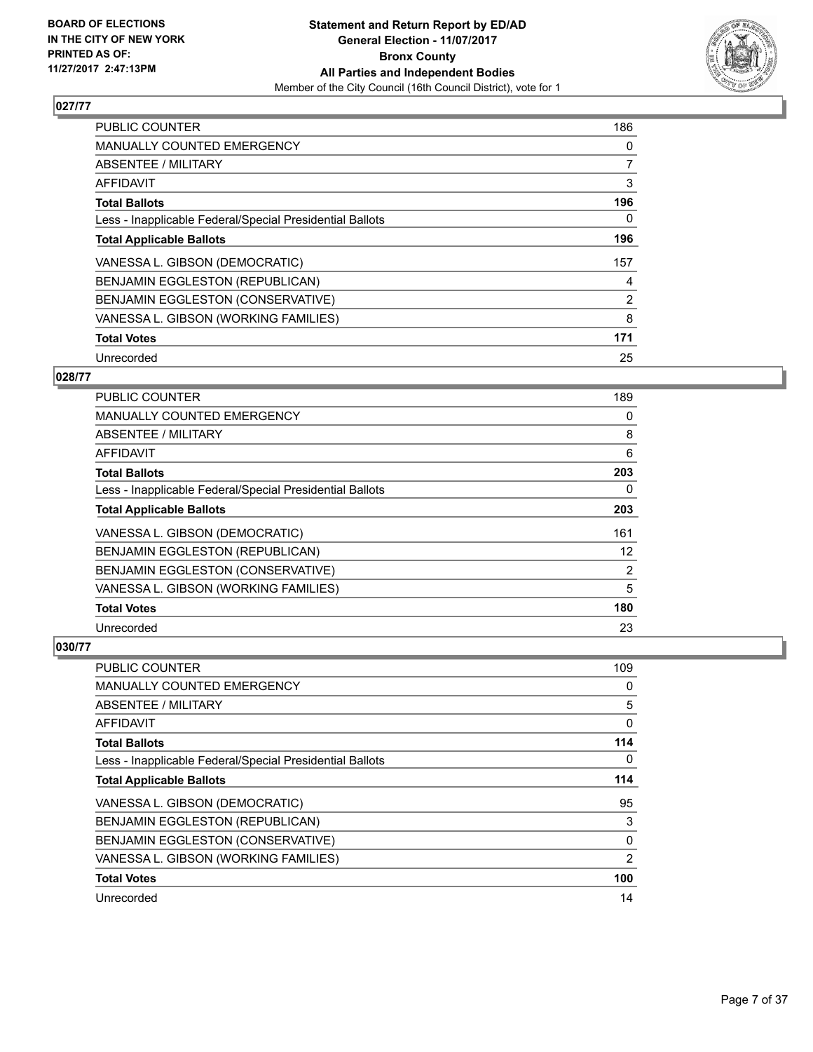BOARD OF ELECTIONS
IN THE CITY OF NEW YORK
PRINTED AS OF:
11/27/2017 2:47:13PM

**Statement and Return Report by ED/AD**
**General Election - 11/07/2017**
**Bronx County**
**All Parties and Independent Bodies**
Member of the City Council (16th Council District), vote for 1

## 027/77

| | |
|---|---|
| PUBLIC COUNTER | 186 |
| MANUALLY COUNTED EMERGENCY | 0 |
| ABSENTEE / MILITARY | 7 |
| AFFIDAVIT | 3 |
| **Total Ballots** | **196** |
| Less - Inapplicable Federal/Special Presidential Ballots | 0 |
| **Total Applicable Ballots** | **196** |
| VANESSA L. GIBSON (DEMOCRATIC) | 157 |
| BENJAMIN EGGLESTON (REPUBLICAN) | 4 |
| BENJAMIN EGGLESTON (CONSERVATIVE) | 2 |
| VANESSA L. GIBSON (WORKING FAMILIES) | 8 |
| **Total Votes** | **171** |
| Unrecorded | 25 |

## 028/77

| | |
|---|---|
| PUBLIC COUNTER | 189 |
| MANUALLY COUNTED EMERGENCY | 0 |
| ABSENTEE / MILITARY | 8 |
| AFFIDAVIT | 6 |
| **Total Ballots** | **203** |
| Less - Inapplicable Federal/Special Presidential Ballots | 0 |
| **Total Applicable Ballots** | **203** |
| VANESSA L. GIBSON (DEMOCRATIC) | 161 |
| BENJAMIN EGGLESTON (REPUBLICAN) | 12 |
| BENJAMIN EGGLESTON (CONSERVATIVE) | 2 |
| VANESSA L. GIBSON (WORKING FAMILIES) | 5 |
| **Total Votes** | **180** |
| Unrecorded | 23 |

## 030/77

| | |
|---|---|
| PUBLIC COUNTER | 109 |
| MANUALLY COUNTED EMERGENCY | 0 |
| ABSENTEE / MILITARY | 5 |
| AFFIDAVIT | 0 |
| **Total Ballots** | **114** |
| Less - Inapplicable Federal/Special Presidential Ballots | 0 |
| **Total Applicable Ballots** | **114** |
| VANESSA L. GIBSON (DEMOCRATIC) | 95 |
| BENJAMIN EGGLESTON (REPUBLICAN) | 3 |
| BENJAMIN EGGLESTON (CONSERVATIVE) | 0 |
| VANESSA L. GIBSON (WORKING FAMILIES) | 2 |
| **Total Votes** | **100** |
| Unrecorded | 14 |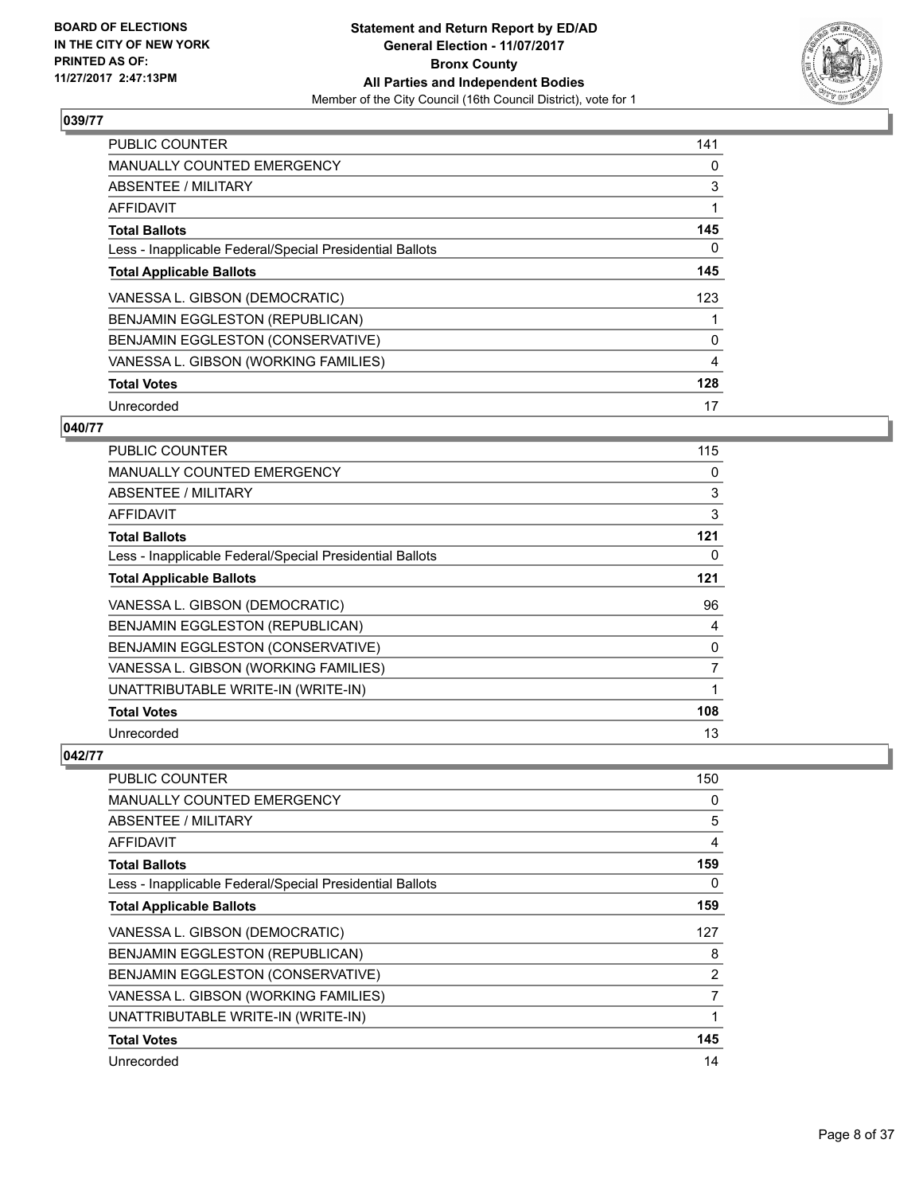**BOARD OF ELECTIONS IN THE CITY OF NEW YORK PRINTED AS OF: 11/27/2017 2:47:13PM**

**Statement and Return Report by ED/AD General Election - 11/07/2017 Bronx County All Parties and Independent Bodies**

Member of the City Council (16th Council District), vote for 1

## 039/77

| | |
|---|---|
| PUBLIC COUNTER | 141 |
| MANUALLY COUNTED EMERGENCY | 0 |
| ABSENTEE / MILITARY | 3 |
| AFFIDAVIT | 1 |
| **Total Ballots** | **145** |
| Less - Inapplicable Federal/Special Presidential Ballots | 0 |
| **Total Applicable Ballots** | **145** |
| VANESSA L. GIBSON (DEMOCRATIC) | 123 |
| BENJAMIN EGGLESTON (REPUBLICAN) | 1 |
| BENJAMIN EGGLESTON (CONSERVATIVE) | 0 |
| VANESSA L. GIBSON (WORKING FAMILIES) | 4 |
| **Total Votes** | **128** |
| Unrecorded | 17 |

## 040/77

| | |
|---|---|
| PUBLIC COUNTER | 115 |
| MANUALLY COUNTED EMERGENCY | 0 |
| ABSENTEE / MILITARY | 3 |
| AFFIDAVIT | 3 |
| **Total Ballots** | **121** |
| Less - Inapplicable Federal/Special Presidential Ballots | 0 |
| **Total Applicable Ballots** | **121** |
| VANESSA L. GIBSON (DEMOCRATIC) | 96 |
| BENJAMIN EGGLESTON (REPUBLICAN) | 4 |
| BENJAMIN EGGLESTON (CONSERVATIVE) | 0 |
| VANESSA L. GIBSON (WORKING FAMILIES) | 7 |
| UNATTRIBUTABLE WRITE-IN (WRITE-IN) | 1 |
| **Total Votes** | **108** |
| Unrecorded | 13 |

## 042/77

| | |
|---|---|
| PUBLIC COUNTER | 150 |
| MANUALLY COUNTED EMERGENCY | 0 |
| ABSENTEE / MILITARY | 5 |
| AFFIDAVIT | 4 |
| **Total Ballots** | **159** |
| Less - Inapplicable Federal/Special Presidential Ballots | 0 |
| **Total Applicable Ballots** | **159** |
| VANESSA L. GIBSON (DEMOCRATIC) | 127 |
| BENJAMIN EGGLESTON (REPUBLICAN) | 8 |
| BENJAMIN EGGLESTON (CONSERVATIVE) | 2 |
| VANESSA L. GIBSON (WORKING FAMILIES) | 7 |
| UNATTRIBUTABLE WRITE-IN (WRITE-IN) | 1 |
| **Total Votes** | **145** |
| Unrecorded | 14 |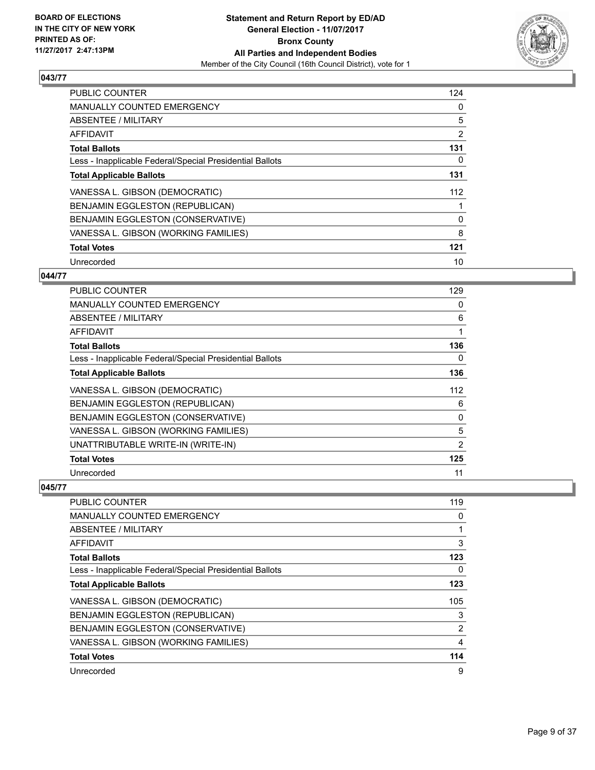**BOARD OF ELECTIONS IN THE CITY OF NEW YORK PRINTED AS OF: 11/27/2017 2:47:13PM**

**Statement and Return Report by ED/AD**
**General Election - 11/07/2017**
**Bronx County**
**All Parties and Independent Bodies**
Member of the City Council (16th Council District), vote for 1

### 043/77

| | |
|---|---|
| PUBLIC COUNTER | 124 |
| MANUALLY COUNTED EMERGENCY | 0 |
| ABSENTEE / MILITARY | 5 |
| AFFIDAVIT | 2 |
| **Total Ballots** | **131** |
| Less - Inapplicable Federal/Special Presidential Ballots | 0 |
| **Total Applicable Ballots** | **131** |
| VANESSA L. GIBSON (DEMOCRATIC) | 112 |
| BENJAMIN EGGLESTON (REPUBLICAN) | 1 |
| BENJAMIN EGGLESTON (CONSERVATIVE) | 0 |
| VANESSA L. GIBSON (WORKING FAMILIES) | 8 |
| **Total Votes** | **121** |
| Unrecorded | 10 |

### 044/77

| | |
|---|---|
| PUBLIC COUNTER | 129 |
| MANUALLY COUNTED EMERGENCY | 0 |
| ABSENTEE / MILITARY | 6 |
| AFFIDAVIT | 1 |
| **Total Ballots** | **136** |
| Less - Inapplicable Federal/Special Presidential Ballots | 0 |
| **Total Applicable Ballots** | **136** |
| VANESSA L. GIBSON (DEMOCRATIC) | 112 |
| BENJAMIN EGGLESTON (REPUBLICAN) | 6 |
| BENJAMIN EGGLESTON (CONSERVATIVE) | 0 |
| VANESSA L. GIBSON (WORKING FAMILIES) | 5 |
| UNATTRIBUTABLE WRITE-IN (WRITE-IN) | 2 |
| **Total Votes** | **125** |
| Unrecorded | 11 |

### 045/77

| | |
|---|---|
| PUBLIC COUNTER | 119 |
| MANUALLY COUNTED EMERGENCY | 0 |
| ABSENTEE / MILITARY | 1 |
| AFFIDAVIT | 3 |
| **Total Ballots** | **123** |
| Less - Inapplicable Federal/Special Presidential Ballots | 0 |
| **Total Applicable Ballots** | **123** |
| VANESSA L. GIBSON (DEMOCRATIC) | 105 |
| BENJAMIN EGGLESTON (REPUBLICAN) | 3 |
| BENJAMIN EGGLESTON (CONSERVATIVE) | 2 |
| VANESSA L. GIBSON (WORKING FAMILIES) | 4 |
| **Total Votes** | **114** |
| Unrecorded | 9 |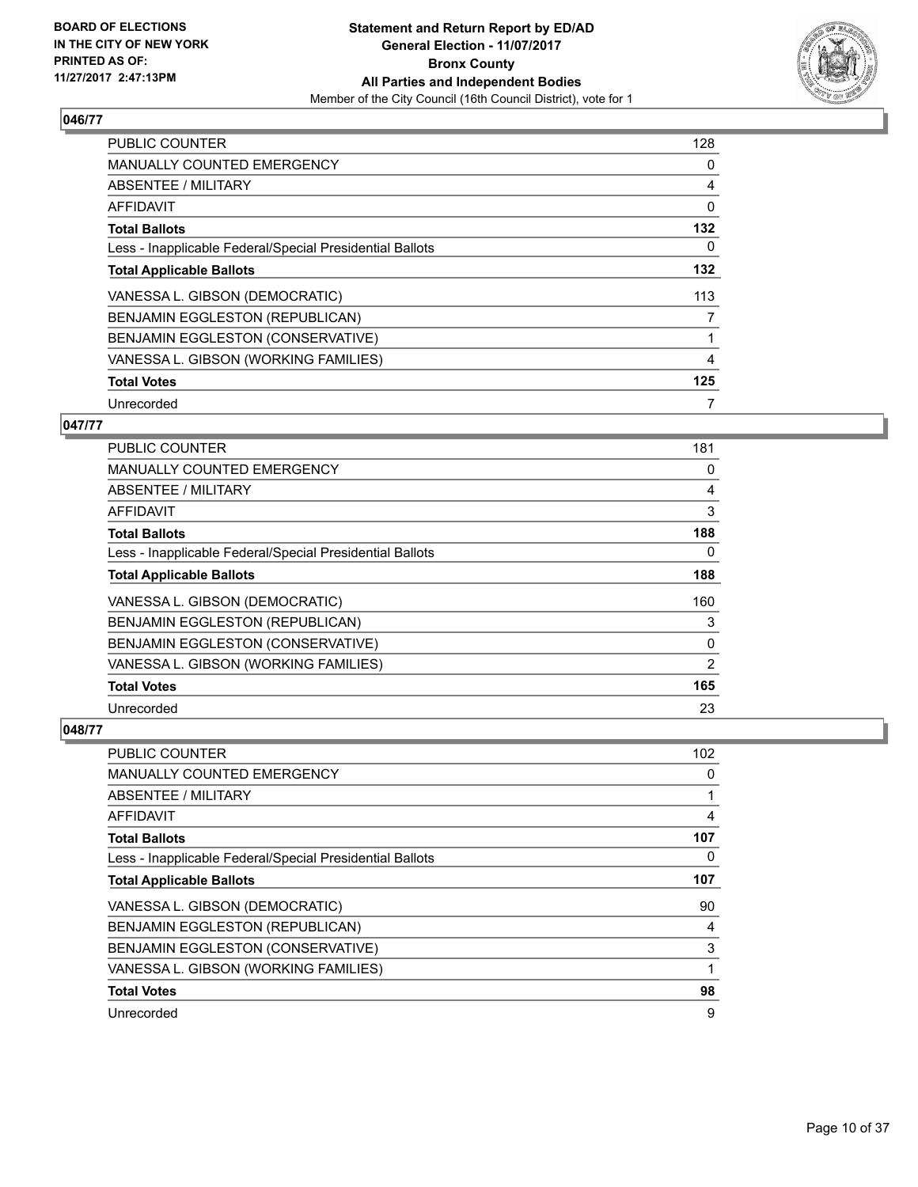**BOARD OF ELECTIONS IN THE CITY OF NEW YORK PRINTED AS OF: 11/27/2017 2:47:13PM**

**Statement and Return Report by ED/AD General Election - 11/07/2017 Bronx County All Parties and Independent Bodies**

Member of the City Council (16th Council District), vote for 1

## 046/77

| | |
|---|---|
| PUBLIC COUNTER | 128 |
| MANUALLY COUNTED EMERGENCY | 0 |
| ABSENTEE / MILITARY | 4 |
| AFFIDAVIT | 0 |
| **Total Ballots** | **132** |
| Less - Inapplicable Federal/Special Presidential Ballots | 0 |
| **Total Applicable Ballots** | **132** |
| VANESSA L. GIBSON (DEMOCRATIC) | 113 |
| BENJAMIN EGGLESTON (REPUBLICAN) | 7 |
| BENJAMIN EGGLESTON (CONSERVATIVE) | 1 |
| VANESSA L. GIBSON (WORKING FAMILIES) | 4 |
| **Total Votes** | **125** |
| Unrecorded | 7 |

## 047/77

| | |
|---|---|
| PUBLIC COUNTER | 181 |
| MANUALLY COUNTED EMERGENCY | 0 |
| ABSENTEE / MILITARY | 4 |
| AFFIDAVIT | 3 |
| **Total Ballots** | **188** |
| Less - Inapplicable Federal/Special Presidential Ballots | 0 |
| **Total Applicable Ballots** | **188** |
| VANESSA L. GIBSON (DEMOCRATIC) | 160 |
| BENJAMIN EGGLESTON (REPUBLICAN) | 3 |
| BENJAMIN EGGLESTON (CONSERVATIVE) | 0 |
| VANESSA L. GIBSON (WORKING FAMILIES) | 2 |
| **Total Votes** | **165** |
| Unrecorded | 23 |

## 048/77

| | |
|---|---|
| PUBLIC COUNTER | 102 |
| MANUALLY COUNTED EMERGENCY | 0 |
| ABSENTEE / MILITARY | 1 |
| AFFIDAVIT | 4 |
| **Total Ballots** | **107** |
| Less - Inapplicable Federal/Special Presidential Ballots | 0 |
| **Total Applicable Ballots** | **107** |
| VANESSA L. GIBSON (DEMOCRATIC) | 90 |
| BENJAMIN EGGLESTON (REPUBLICAN) | 4 |
| BENJAMIN EGGLESTON (CONSERVATIVE) | 3 |
| VANESSA L. GIBSON (WORKING FAMILIES) | 1 |
| **Total Votes** | **98** |
| Unrecorded | 9 |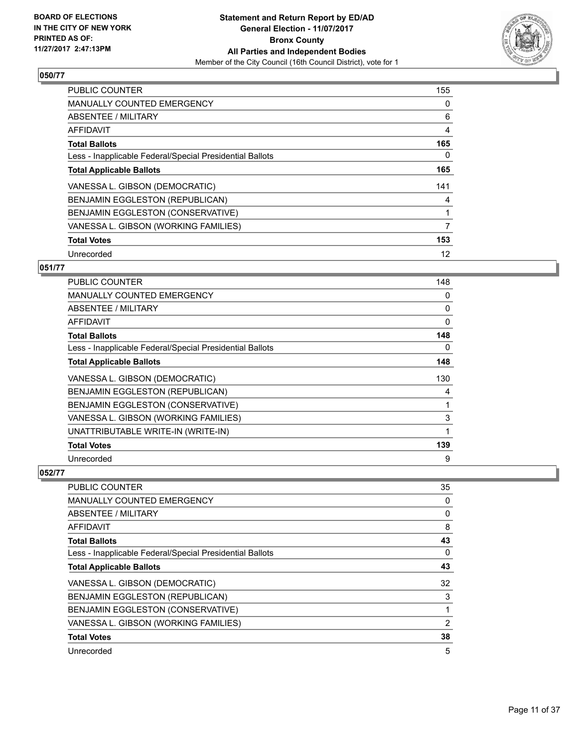BOARD OF ELECTIONS
IN THE CITY OF NEW YORK
PRINTED AS OF:
11/27/2017 2:47:13PM

**Statement and Return Report by ED/AD**
**General Election - 11/07/2017**
**Bronx County**
**All Parties and Independent Bodies**
Member of the City Council (16th Council District), vote for 1

### 050/77

| | |
|---|---|
| PUBLIC COUNTER | 155 |
| MANUALLY COUNTED EMERGENCY | 0 |
| ABSENTEE / MILITARY | 6 |
| AFFIDAVIT | 4 |
| **Total Ballots** | **165** |
| Less - Inapplicable Federal/Special Presidential Ballots | 0 |
| **Total Applicable Ballots** | **165** |
| VANESSA L. GIBSON (DEMOCRATIC) | 141 |
| BENJAMIN EGGLESTON (REPUBLICAN) | 4 |
| BENJAMIN EGGLESTON (CONSERVATIVE) | 1 |
| VANESSA L. GIBSON (WORKING FAMILIES) | 7 |
| **Total Votes** | **153** |
| Unrecorded | 12 |

### 051/77

| | |
|---|---|
| PUBLIC COUNTER | 148 |
| MANUALLY COUNTED EMERGENCY | 0 |
| ABSENTEE / MILITARY | 0 |
| AFFIDAVIT | 0 |
| **Total Ballots** | **148** |
| Less - Inapplicable Federal/Special Presidential Ballots | 0 |
| **Total Applicable Ballots** | **148** |
| VANESSA L. GIBSON (DEMOCRATIC) | 130 |
| BENJAMIN EGGLESTON (REPUBLICAN) | 4 |
| BENJAMIN EGGLESTON (CONSERVATIVE) | 1 |
| VANESSA L. GIBSON (WORKING FAMILIES) | 3 |
| UNATTRIBUTABLE WRITE-IN (WRITE-IN) | 1 |
| **Total Votes** | **139** |
| Unrecorded | 9 |

### 052/77

| | |
|---|---|
| PUBLIC COUNTER | 35 |
| MANUALLY COUNTED EMERGENCY | 0 |
| ABSENTEE / MILITARY | 0 |
| AFFIDAVIT | 8 |
| **Total Ballots** | **43** |
| Less - Inapplicable Federal/Special Presidential Ballots | 0 |
| **Total Applicable Ballots** | **43** |
| VANESSA L. GIBSON (DEMOCRATIC) | 32 |
| BENJAMIN EGGLESTON (REPUBLICAN) | 3 |
| BENJAMIN EGGLESTON (CONSERVATIVE) | 1 |
| VANESSA L. GIBSON (WORKING FAMILIES) | 2 |
| **Total Votes** | **38** |
| Unrecorded | 5 |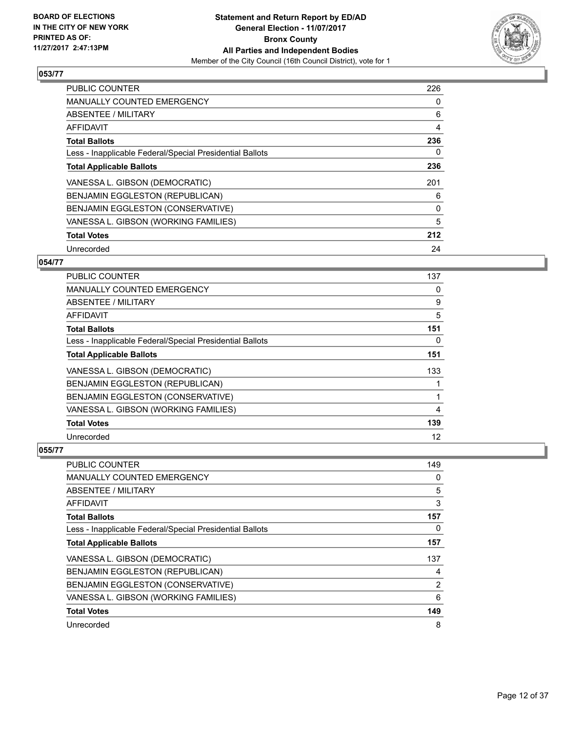BOARD OF ELECTIONS
IN THE CITY OF NEW YORK
PRINTED AS OF:
11/27/2017 2:47:13PM

**Statement and Return Report by ED/AD**
**General Election - 11/07/2017**
**Bronx County**
**All Parties and Independent Bodies**
Member of the City Council (16th Council District), vote for 1

### 053/77

| | |
|---|---|
| PUBLIC COUNTER | 226 |
| MANUALLY COUNTED EMERGENCY | 0 |
| ABSENTEE / MILITARY | 6 |
| AFFIDAVIT | 4 |
| **Total Ballots** | **236** |
| Less - Inapplicable Federal/Special Presidential Ballots | 0 |
| **Total Applicable Ballots** | **236** |
| VANESSA L. GIBSON (DEMOCRATIC) | 201 |
| BENJAMIN EGGLESTON (REPUBLICAN) | 6 |
| BENJAMIN EGGLESTON (CONSERVATIVE) | 0 |
| VANESSA L. GIBSON (WORKING FAMILIES) | 5 |
| **Total Votes** | **212** |
| Unrecorded | 24 |

### 054/77

| | |
|---|---|
| PUBLIC COUNTER | 137 |
| MANUALLY COUNTED EMERGENCY | 0 |
| ABSENTEE / MILITARY | 9 |
| AFFIDAVIT | 5 |
| **Total Ballots** | **151** |
| Less - Inapplicable Federal/Special Presidential Ballots | 0 |
| **Total Applicable Ballots** | **151** |
| VANESSA L. GIBSON (DEMOCRATIC) | 133 |
| BENJAMIN EGGLESTON (REPUBLICAN) | 1 |
| BENJAMIN EGGLESTON (CONSERVATIVE) | 1 |
| VANESSA L. GIBSON (WORKING FAMILIES) | 4 |
| **Total Votes** | **139** |
| Unrecorded | 12 |

### 055/77

| | |
|---|---|
| PUBLIC COUNTER | 149 |
| MANUALLY COUNTED EMERGENCY | 0 |
| ABSENTEE / MILITARY | 5 |
| AFFIDAVIT | 3 |
| **Total Ballots** | **157** |
| Less - Inapplicable Federal/Special Presidential Ballots | 0 |
| **Total Applicable Ballots** | **157** |
| VANESSA L. GIBSON (DEMOCRATIC) | 137 |
| BENJAMIN EGGLESTON (REPUBLICAN) | 4 |
| BENJAMIN EGGLESTON (CONSERVATIVE) | 2 |
| VANESSA L. GIBSON (WORKING FAMILIES) | 6 |
| **Total Votes** | **149** |
| Unrecorded | 8 |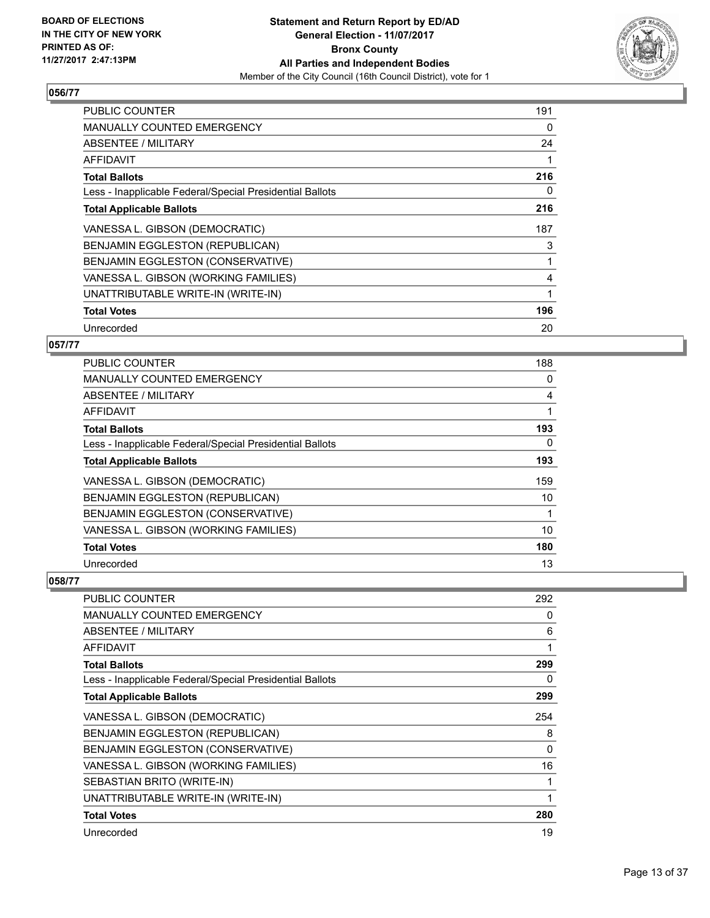BOARD OF ELECTIONS
IN THE CITY OF NEW YORK
PRINTED AS OF:
11/27/2017 2:47:13PM

**Statement and Return Report by ED/AD**
**General Election - 11/07/2017**
**Bronx County**
**All Parties and Independent Bodies**
Member of the City Council (16th Council District), vote for 1

## 056/77

| | |
|---|---|
| PUBLIC COUNTER | 191 |
| MANUALLY COUNTED EMERGENCY | 0 |
| ABSENTEE / MILITARY | 24 |
| AFFIDAVIT | 1 |
| **Total Ballots** | **216** |
| Less - Inapplicable Federal/Special Presidential Ballots | 0 |
| **Total Applicable Ballots** | **216** |
| VANESSA L. GIBSON (DEMOCRATIC) | 187 |
| BENJAMIN EGGLESTON (REPUBLICAN) | 3 |
| BENJAMIN EGGLESTON (CONSERVATIVE) | 1 |
| VANESSA L. GIBSON (WORKING FAMILIES) | 4 |
| UNATTRIBUTABLE WRITE-IN (WRITE-IN) | 1 |
| **Total Votes** | **196** |
| Unrecorded | 20 |

## 057/77

| | |
|---|---|
| PUBLIC COUNTER | 188 |
| MANUALLY COUNTED EMERGENCY | 0 |
| ABSENTEE / MILITARY | 4 |
| AFFIDAVIT | 1 |
| **Total Ballots** | **193** |
| Less - Inapplicable Federal/Special Presidential Ballots | 0 |
| **Total Applicable Ballots** | **193** |
| VANESSA L. GIBSON (DEMOCRATIC) | 159 |
| BENJAMIN EGGLESTON (REPUBLICAN) | 10 |
| BENJAMIN EGGLESTON (CONSERVATIVE) | 1 |
| VANESSA L. GIBSON (WORKING FAMILIES) | 10 |
| **Total Votes** | **180** |
| Unrecorded | 13 |

## 058/77

| | |
|---|---|
| PUBLIC COUNTER | 292 |
| MANUALLY COUNTED EMERGENCY | 0 |
| ABSENTEE / MILITARY | 6 |
| AFFIDAVIT | 1 |
| **Total Ballots** | **299** |
| Less - Inapplicable Federal/Special Presidential Ballots | 0 |
| **Total Applicable Ballots** | **299** |
| VANESSA L. GIBSON (DEMOCRATIC) | 254 |
| BENJAMIN EGGLESTON (REPUBLICAN) | 8 |
| BENJAMIN EGGLESTON (CONSERVATIVE) | 0 |
| VANESSA L. GIBSON (WORKING FAMILIES) | 16 |
| SEBASTIAN BRITO (WRITE-IN) | 1 |
| UNATTRIBUTABLE WRITE-IN (WRITE-IN) | 1 |
| **Total Votes** | **280** |
| Unrecorded | 19 |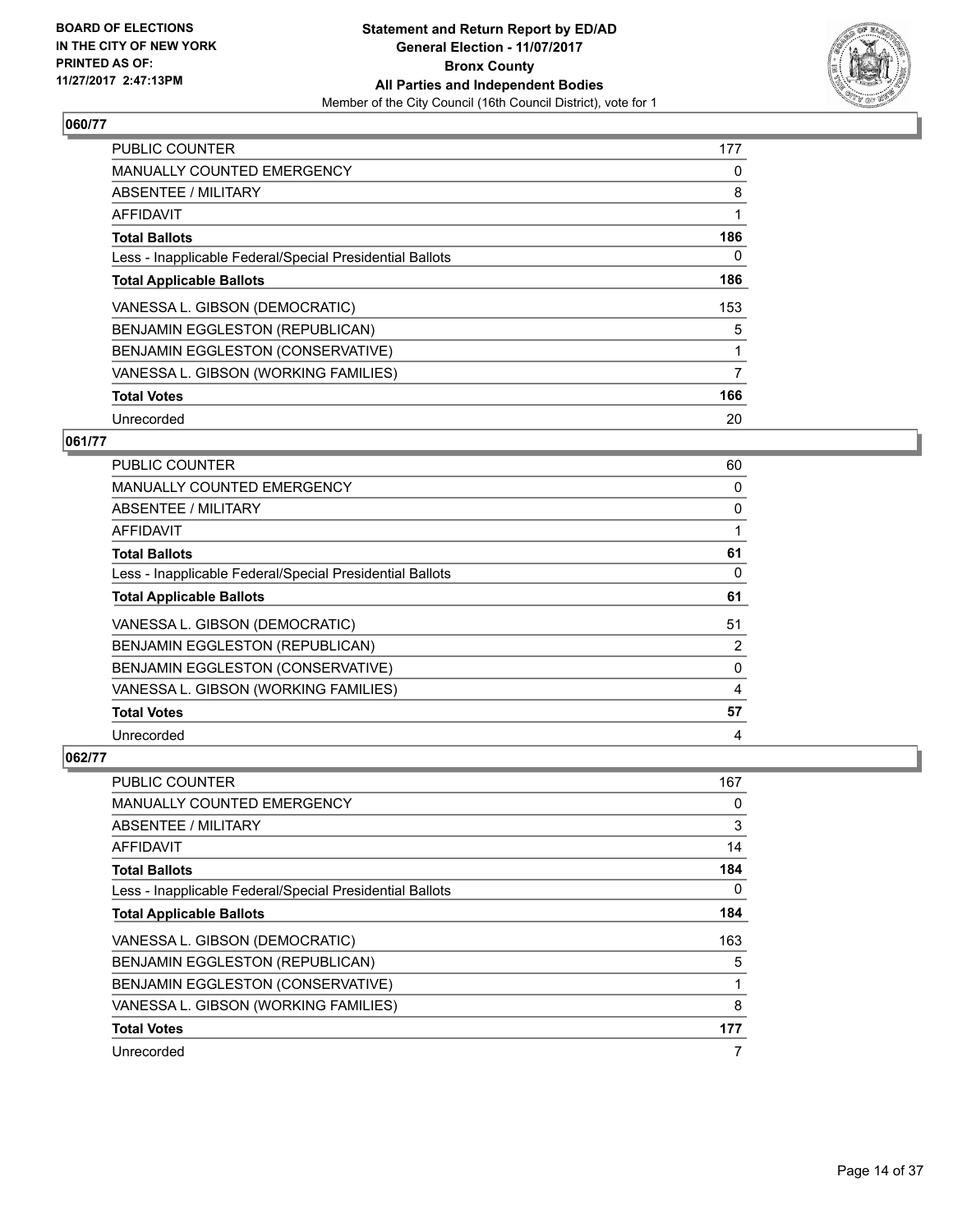**Statement and Return Report by ED/AD**
**General Election - 11/07/2017**
**Bronx County**
**All Parties and Independent Bodies**
Member of the City Council (16th Council District), vote for 1

BOARD OF ELECTIONS IN THE CITY OF NEW YORK PRINTED AS OF: 11/27/2017 2:47:13PM

## 060/77

| | |
|---|---|
| PUBLIC COUNTER | 177 |
| MANUALLY COUNTED EMERGENCY | 0 |
| ABSENTEE / MILITARY | 8 |
| AFFIDAVIT | 1 |
| **Total Ballots** | **186** |
| Less - Inapplicable Federal/Special Presidential Ballots | 0 |
| **Total Applicable Ballots** | **186** |
| VANESSA L. GIBSON (DEMOCRATIC) | 153 |
| BENJAMIN EGGLESTON (REPUBLICAN) | 5 |
| BENJAMIN EGGLESTON (CONSERVATIVE) | 1 |
| VANESSA L. GIBSON (WORKING FAMILIES) | 7 |
| **Total Votes** | **166** |
| Unrecorded | 20 |

## 061/77

| | |
|---|---|
| PUBLIC COUNTER | 60 |
| MANUALLY COUNTED EMERGENCY | 0 |
| ABSENTEE / MILITARY | 0 |
| AFFIDAVIT | 1 |
| **Total Ballots** | **61** |
| Less - Inapplicable Federal/Special Presidential Ballots | 0 |
| **Total Applicable Ballots** | **61** |
| VANESSA L. GIBSON (DEMOCRATIC) | 51 |
| BENJAMIN EGGLESTON (REPUBLICAN) | 2 |
| BENJAMIN EGGLESTON (CONSERVATIVE) | 0 |
| VANESSA L. GIBSON (WORKING FAMILIES) | 4 |
| **Total Votes** | **57** |
| Unrecorded | 4 |

## 062/77

| | |
|---|---|
| PUBLIC COUNTER | 167 |
| MANUALLY COUNTED EMERGENCY | 0 |
| ABSENTEE / MILITARY | 3 |
| AFFIDAVIT | 14 |
| **Total Ballots** | **184** |
| Less - Inapplicable Federal/Special Presidential Ballots | 0 |
| **Total Applicable Ballots** | **184** |
| VANESSA L. GIBSON (DEMOCRATIC) | 163 |
| BENJAMIN EGGLESTON (REPUBLICAN) | 5 |
| BENJAMIN EGGLESTON (CONSERVATIVE) | 1 |
| VANESSA L. GIBSON (WORKING FAMILIES) | 8 |
| **Total Votes** | **177** |
| Unrecorded | 7 |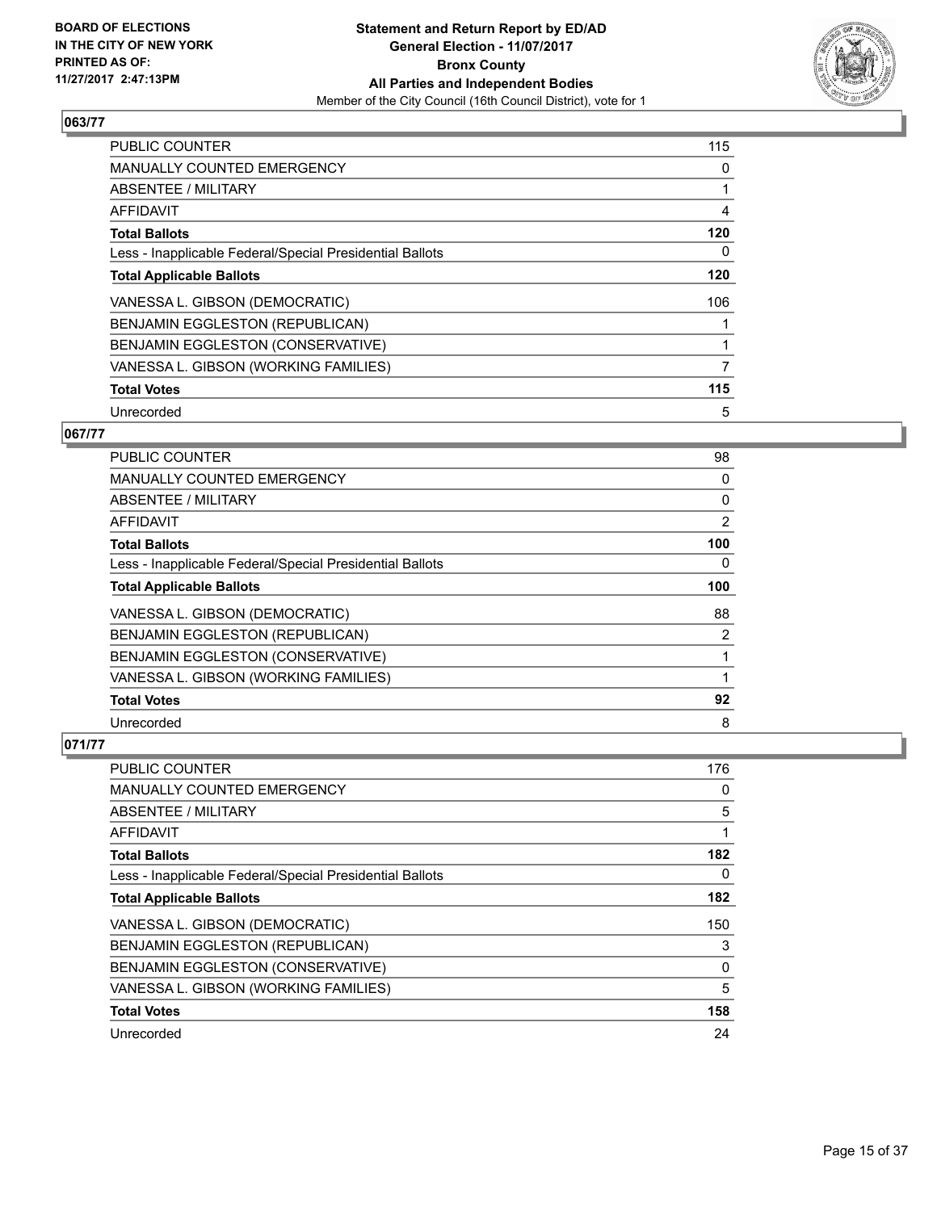**BOARD OF ELECTIONS IN THE CITY OF NEW YORK PRINTED AS OF: 11/27/2017 2:47:13PM**

**Statement and Return Report by ED/AD General Election - 11/07/2017 Bronx County All Parties and Independent Bodies**

Member of the City Council (16th Council District), vote for 1

## 063/77

| | |
|---|---|
| PUBLIC COUNTER | 115 |
| MANUALLY COUNTED EMERGENCY | 0 |
| ABSENTEE / MILITARY | 1 |
| AFFIDAVIT | 4 |
| **Total Ballots** | **120** |
| Less - Inapplicable Federal/Special Presidential Ballots | 0 |
| **Total Applicable Ballots** | **120** |
| VANESSA L. GIBSON (DEMOCRATIC) | 106 |
| BENJAMIN EGGLESTON (REPUBLICAN) | 1 |
| BENJAMIN EGGLESTON (CONSERVATIVE) | 1 |
| VANESSA L. GIBSON (WORKING FAMILIES) | 7 |
| **Total Votes** | **115** |
| Unrecorded | 5 |

## 067/77

| | |
|---|---|
| PUBLIC COUNTER | 98 |
| MANUALLY COUNTED EMERGENCY | 0 |
| ABSENTEE / MILITARY | 0 |
| AFFIDAVIT | 2 |
| **Total Ballots** | **100** |
| Less - Inapplicable Federal/Special Presidential Ballots | 0 |
| **Total Applicable Ballots** | **100** |
| VANESSA L. GIBSON (DEMOCRATIC) | 88 |
| BENJAMIN EGGLESTON (REPUBLICAN) | 2 |
| BENJAMIN EGGLESTON (CONSERVATIVE) | 1 |
| VANESSA L. GIBSON (WORKING FAMILIES) | 1 |
| **Total Votes** | **92** |
| Unrecorded | 8 |

## 071/77

| | |
|---|---|
| PUBLIC COUNTER | 176 |
| MANUALLY COUNTED EMERGENCY | 0 |
| ABSENTEE / MILITARY | 5 |
| AFFIDAVIT | 1 |
| **Total Ballots** | **182** |
| Less - Inapplicable Federal/Special Presidential Ballots | 0 |
| **Total Applicable Ballots** | **182** |
| VANESSA L. GIBSON (DEMOCRATIC) | 150 |
| BENJAMIN EGGLESTON (REPUBLICAN) | 3 |
| BENJAMIN EGGLESTON (CONSERVATIVE) | 0 |
| VANESSA L. GIBSON (WORKING FAMILIES) | 5 |
| **Total Votes** | **158** |
| Unrecorded | 24 |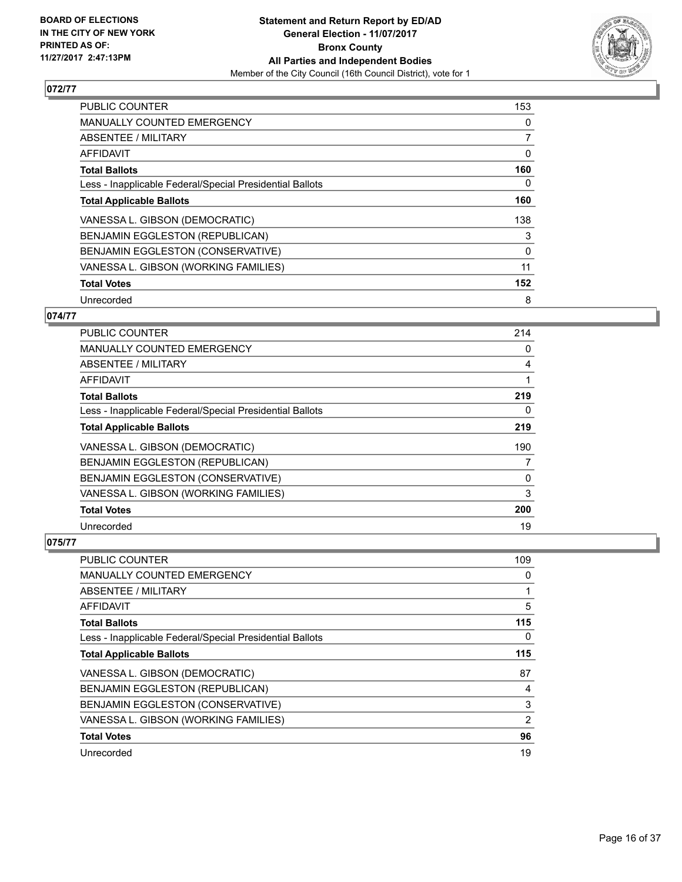**BOARD OF ELECTIONS IN THE CITY OF NEW YORK PRINTED AS OF: 11/27/2017 2:47:13PM**

**Statement and Return Report by ED/AD**
**General Election - 11/07/2017**
**Bronx County**
**All Parties and Independent Bodies**
Member of the City Council (16th Council District), vote for 1

## 072/77

| | |
|---|---|
| PUBLIC COUNTER | 153 |
| MANUALLY COUNTED EMERGENCY | 0 |
| ABSENTEE / MILITARY | 7 |
| AFFIDAVIT | 0 |
| **Total Ballots** | **160** |
| Less - Inapplicable Federal/Special Presidential Ballots | 0 |
| **Total Applicable Ballots** | **160** |
| VANESSA L. GIBSON (DEMOCRATIC) | 138 |
| BENJAMIN EGGLESTON (REPUBLICAN) | 3 |
| BENJAMIN EGGLESTON (CONSERVATIVE) | 0 |
| VANESSA L. GIBSON (WORKING FAMILIES) | 11 |
| **Total Votes** | **152** |
| Unrecorded | 8 |

## 074/77

| | |
|---|---|
| PUBLIC COUNTER | 214 |
| MANUALLY COUNTED EMERGENCY | 0 |
| ABSENTEE / MILITARY | 4 |
| AFFIDAVIT | 1 |
| **Total Ballots** | **219** |
| Less - Inapplicable Federal/Special Presidential Ballots | 0 |
| **Total Applicable Ballots** | **219** |
| VANESSA L. GIBSON (DEMOCRATIC) | 190 |
| BENJAMIN EGGLESTON (REPUBLICAN) | 7 |
| BENJAMIN EGGLESTON (CONSERVATIVE) | 0 |
| VANESSA L. GIBSON (WORKING FAMILIES) | 3 |
| **Total Votes** | **200** |
| Unrecorded | 19 |

## 075/77

| | |
|---|---|
| PUBLIC COUNTER | 109 |
| MANUALLY COUNTED EMERGENCY | 0 |
| ABSENTEE / MILITARY | 1 |
| AFFIDAVIT | 5 |
| **Total Ballots** | **115** |
| Less - Inapplicable Federal/Special Presidential Ballots | 0 |
| **Total Applicable Ballots** | **115** |
| VANESSA L. GIBSON (DEMOCRATIC) | 87 |
| BENJAMIN EGGLESTON (REPUBLICAN) | 4 |
| BENJAMIN EGGLESTON (CONSERVATIVE) | 3 |
| VANESSA L. GIBSON (WORKING FAMILIES) | 2 |
| **Total Votes** | **96** |
| Unrecorded | 19 |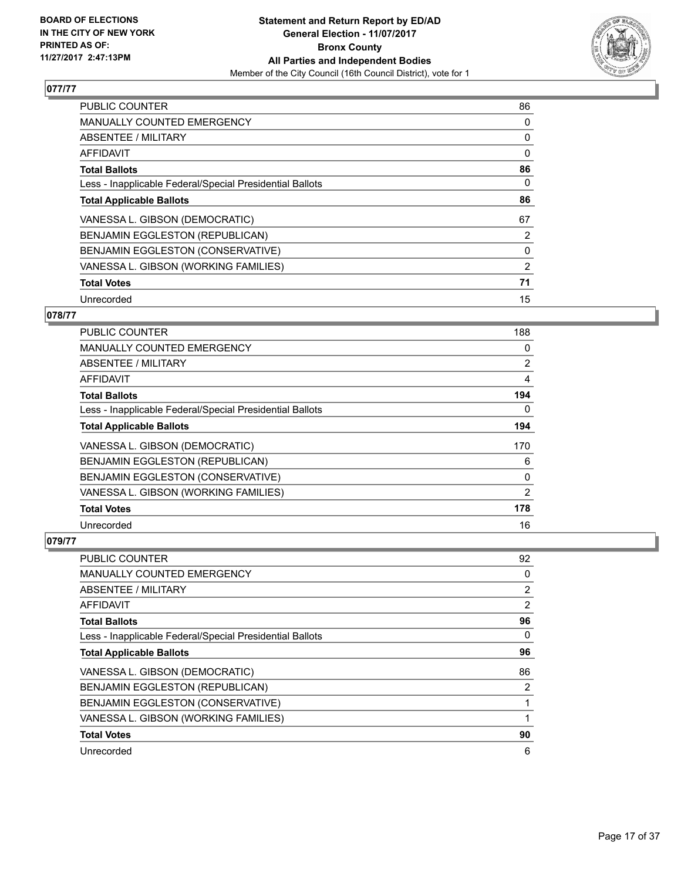**BOARD OF ELECTIONS IN THE CITY OF NEW YORK PRINTED AS OF: 11/27/2017 2:47:13PM**

**Statement and Return Report by ED/AD**
**General Election - 11/07/2017**
**Bronx County**
**All Parties and Independent Bodies**
Member of the City Council (16th Council District), vote for 1

### 077/77

| | |
|---|---|
| PUBLIC COUNTER | 86 |
| MANUALLY COUNTED EMERGENCY | 0 |
| ABSENTEE / MILITARY | 0 |
| AFFIDAVIT | 0 |
| **Total Ballots** | **86** |
| Less - Inapplicable Federal/Special Presidential Ballots | 0 |
| **Total Applicable Ballots** | **86** |
| VANESSA L. GIBSON (DEMOCRATIC) | 67 |
| BENJAMIN EGGLESTON (REPUBLICAN) | 2 |
| BENJAMIN EGGLESTON (CONSERVATIVE) | 0 |
| VANESSA L. GIBSON (WORKING FAMILIES) | 2 |
| **Total Votes** | **71** |
| Unrecorded | 15 |

### 078/77

| | |
|---|---|
| PUBLIC COUNTER | 188 |
| MANUALLY COUNTED EMERGENCY | 0 |
| ABSENTEE / MILITARY | 2 |
| AFFIDAVIT | 4 |
| **Total Ballots** | **194** |
| Less - Inapplicable Federal/Special Presidential Ballots | 0 |
| **Total Applicable Ballots** | **194** |
| VANESSA L. GIBSON (DEMOCRATIC) | 170 |
| BENJAMIN EGGLESTON (REPUBLICAN) | 6 |
| BENJAMIN EGGLESTON (CONSERVATIVE) | 0 |
| VANESSA L. GIBSON (WORKING FAMILIES) | 2 |
| **Total Votes** | **178** |
| Unrecorded | 16 |

### 079/77

| | |
|---|---|
| PUBLIC COUNTER | 92 |
| MANUALLY COUNTED EMERGENCY | 0 |
| ABSENTEE / MILITARY | 2 |
| AFFIDAVIT | 2 |
| **Total Ballots** | **96** |
| Less - Inapplicable Federal/Special Presidential Ballots | 0 |
| **Total Applicable Ballots** | **96** |
| VANESSA L. GIBSON (DEMOCRATIC) | 86 |
| BENJAMIN EGGLESTON (REPUBLICAN) | 2 |
| BENJAMIN EGGLESTON (CONSERVATIVE) | 1 |
| VANESSA L. GIBSON (WORKING FAMILIES) | 1 |
| **Total Votes** | **90** |
| Unrecorded | 6 |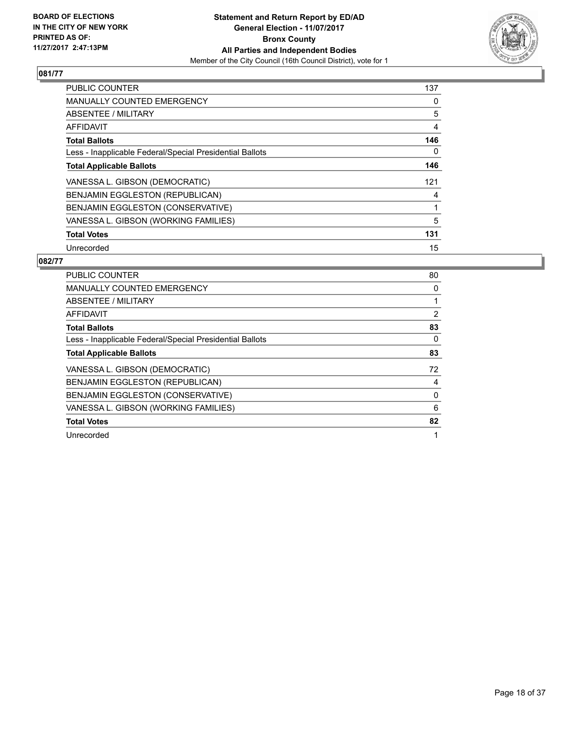**BOARD OF ELECTIONS IN THE CITY OF NEW YORK PRINTED AS OF: 11/27/2017 2:47:13PM**

**Statement and Return Report by ED/AD**
**General Election - 11/07/2017**
**Bronx County**
**All Parties and Independent Bodies**
Member of the City Council (16th Council District), vote for 1

## 081/77

| | |
|---|---|
| PUBLIC COUNTER | 137 |
| MANUALLY COUNTED EMERGENCY | 0 |
| ABSENTEE / MILITARY | 5 |
| AFFIDAVIT | 4 |
| **Total Ballots** | **146** |
| Less - Inapplicable Federal/Special Presidential Ballots | 0 |
| **Total Applicable Ballots** | **146** |
| VANESSA L. GIBSON (DEMOCRATIC) | 121 |
| BENJAMIN EGGLESTON (REPUBLICAN) | 4 |
| BENJAMIN EGGLESTON (CONSERVATIVE) | 1 |
| VANESSA L. GIBSON (WORKING FAMILIES) | 5 |
| **Total Votes** | **131** |
| Unrecorded | 15 |

## 082/77

| | |
|---|---|
| PUBLIC COUNTER | 80 |
| MANUALLY COUNTED EMERGENCY | 0 |
| ABSENTEE / MILITARY | 1 |
| AFFIDAVIT | 2 |
| **Total Ballots** | **83** |
| Less - Inapplicable Federal/Special Presidential Ballots | 0 |
| **Total Applicable Ballots** | **83** |
| VANESSA L. GIBSON (DEMOCRATIC) | 72 |
| BENJAMIN EGGLESTON (REPUBLICAN) | 4 |
| BENJAMIN EGGLESTON (CONSERVATIVE) | 0 |
| VANESSA L. GIBSON (WORKING FAMILIES) | 6 |
| **Total Votes** | **82** |
| Unrecorded | 1 |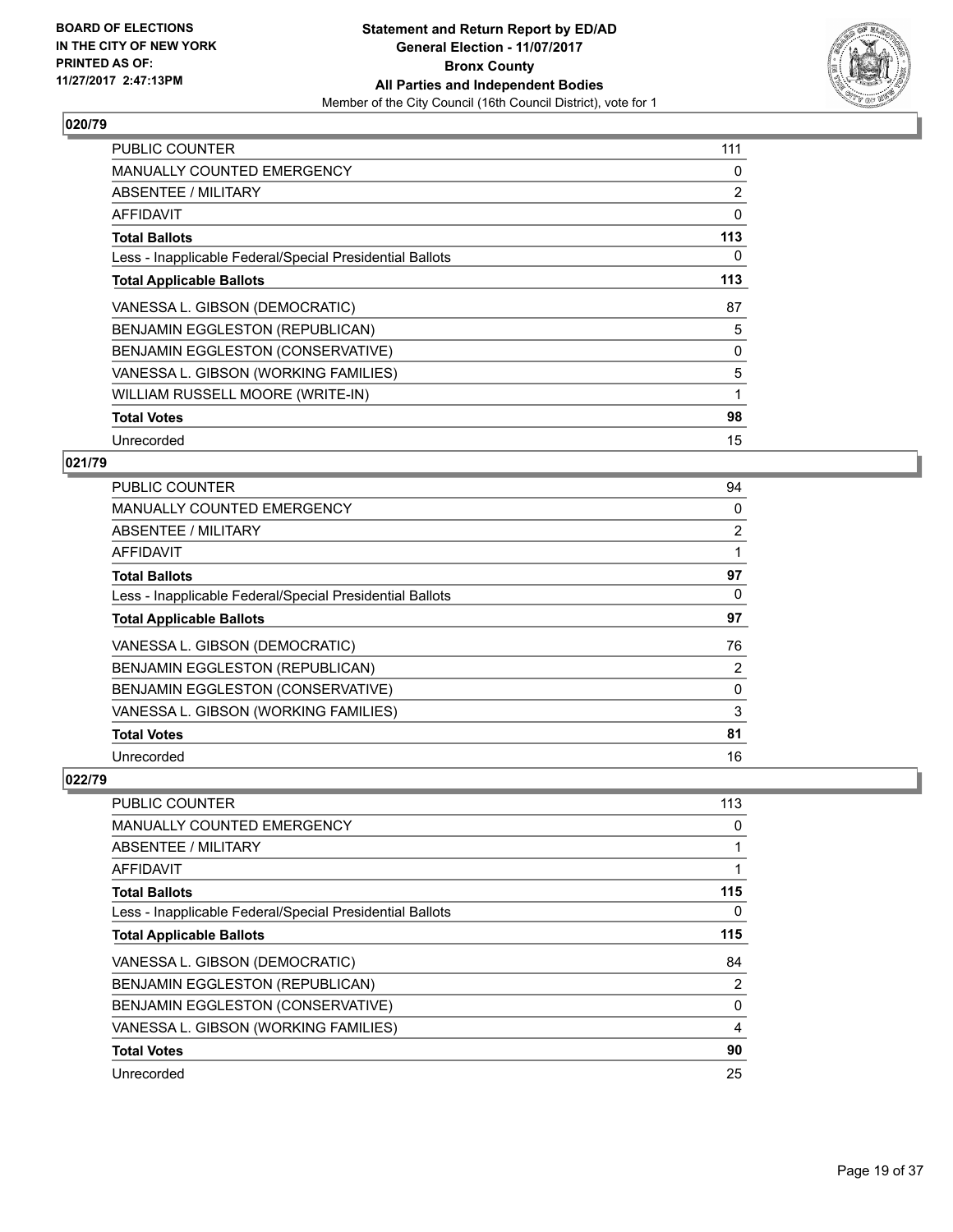**BOARD OF ELECTIONS IN THE CITY OF NEW YORK PRINTED AS OF: 11/27/2017 2:47:13PM**

**Statement and Return Report by ED/AD General Election - 11/07/2017 Bronx County All Parties and Independent Bodies**

Member of the City Council (16th Council District), vote for 1

### 020/79

| | |
|---|---|
| PUBLIC COUNTER | 111 |
| MANUALLY COUNTED EMERGENCY | 0 |
| ABSENTEE / MILITARY | 2 |
| AFFIDAVIT | 0 |
| **Total Ballots** | **113** |
| Less - Inapplicable Federal/Special Presidential Ballots | 0 |
| **Total Applicable Ballots** | **113** |
| VANESSA L. GIBSON (DEMOCRATIC) | 87 |
| BENJAMIN EGGLESTON (REPUBLICAN) | 5 |
| BENJAMIN EGGLESTON (CONSERVATIVE) | 0 |
| VANESSA L. GIBSON (WORKING FAMILIES) | 5 |
| WILLIAM RUSSELL MOORE (WRITE-IN) | 1 |
| **Total Votes** | **98** |
| Unrecorded | 15 |

### 021/79

| | |
|---|---|
| PUBLIC COUNTER | 94 |
| MANUALLY COUNTED EMERGENCY | 0 |
| ABSENTEE / MILITARY | 2 |
| AFFIDAVIT | 1 |
| **Total Ballots** | **97** |
| Less - Inapplicable Federal/Special Presidential Ballots | 0 |
| **Total Applicable Ballots** | **97** |
| VANESSA L. GIBSON (DEMOCRATIC) | 76 |
| BENJAMIN EGGLESTON (REPUBLICAN) | 2 |
| BENJAMIN EGGLESTON (CONSERVATIVE) | 0 |
| VANESSA L. GIBSON (WORKING FAMILIES) | 3 |
| **Total Votes** | **81** |
| Unrecorded | 16 |

### 022/79

| | |
|---|---|
| PUBLIC COUNTER | 113 |
| MANUALLY COUNTED EMERGENCY | 0 |
| ABSENTEE / MILITARY | 1 |
| AFFIDAVIT | 1 |
| **Total Ballots** | **115** |
| Less - Inapplicable Federal/Special Presidential Ballots | 0 |
| **Total Applicable Ballots** | **115** |
| VANESSA L. GIBSON (DEMOCRATIC) | 84 |
| BENJAMIN EGGLESTON (REPUBLICAN) | 2 |
| BENJAMIN EGGLESTON (CONSERVATIVE) | 0 |
| VANESSA L. GIBSON (WORKING FAMILIES) | 4 |
| **Total Votes** | **90** |
| Unrecorded | 25 |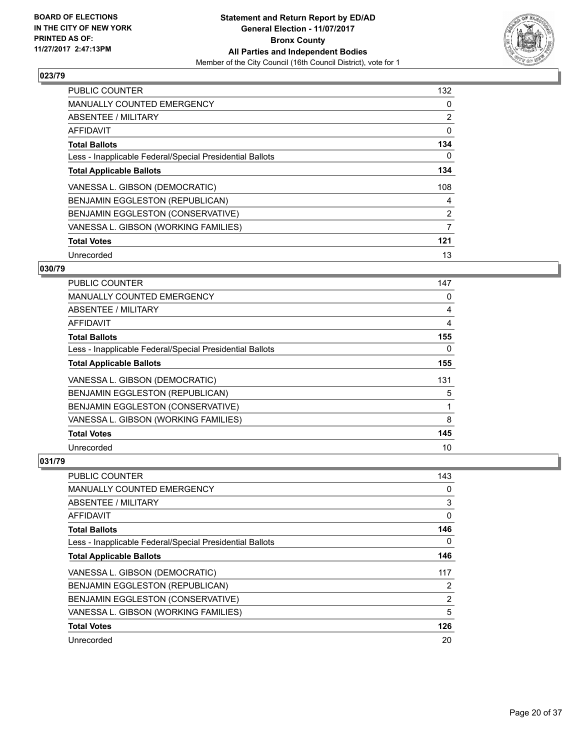**Statement and Return Report by ED/AD**
**General Election - 11/07/2017**
**Bronx County**
**All Parties and Independent Bodies**
Member of the City Council (16th Council District), vote for 1

BOARD OF ELECTIONS
IN THE CITY OF NEW YORK
PRINTED AS OF:
11/27/2017 2:47:13PM

### 023/79

| | |
|---|---|
| PUBLIC COUNTER | 132 |
| MANUALLY COUNTED EMERGENCY | 0 |
| ABSENTEE / MILITARY | 2 |
| AFFIDAVIT | 0 |
| **Total Ballots** | **134** |
| Less - Inapplicable Federal/Special Presidential Ballots | 0 |
| **Total Applicable Ballots** | **134** |
| VANESSA L. GIBSON (DEMOCRATIC) | 108 |
| BENJAMIN EGGLESTON (REPUBLICAN) | 4 |
| BENJAMIN EGGLESTON (CONSERVATIVE) | 2 |
| VANESSA L. GIBSON (WORKING FAMILIES) | 7 |
| **Total Votes** | **121** |
| Unrecorded | 13 |

### 030/79

| | |
|---|---|
| PUBLIC COUNTER | 147 |
| MANUALLY COUNTED EMERGENCY | 0 |
| ABSENTEE / MILITARY | 4 |
| AFFIDAVIT | 4 |
| **Total Ballots** | **155** |
| Less - Inapplicable Federal/Special Presidential Ballots | 0 |
| **Total Applicable Ballots** | **155** |
| VANESSA L. GIBSON (DEMOCRATIC) | 131 |
| BENJAMIN EGGLESTON (REPUBLICAN) | 5 |
| BENJAMIN EGGLESTON (CONSERVATIVE) | 1 |
| VANESSA L. GIBSON (WORKING FAMILIES) | 8 |
| **Total Votes** | **145** |
| Unrecorded | 10 |

### 031/79

| | |
|---|---|
| PUBLIC COUNTER | 143 |
| MANUALLY COUNTED EMERGENCY | 0 |
| ABSENTEE / MILITARY | 3 |
| AFFIDAVIT | 0 |
| **Total Ballots** | **146** |
| Less - Inapplicable Federal/Special Presidential Ballots | 0 |
| **Total Applicable Ballots** | **146** |
| VANESSA L. GIBSON (DEMOCRATIC) | 117 |
| BENJAMIN EGGLESTON (REPUBLICAN) | 2 |
| BENJAMIN EGGLESTON (CONSERVATIVE) | 2 |
| VANESSA L. GIBSON (WORKING FAMILIES) | 5 |
| **Total Votes** | **126** |
| Unrecorded | 20 |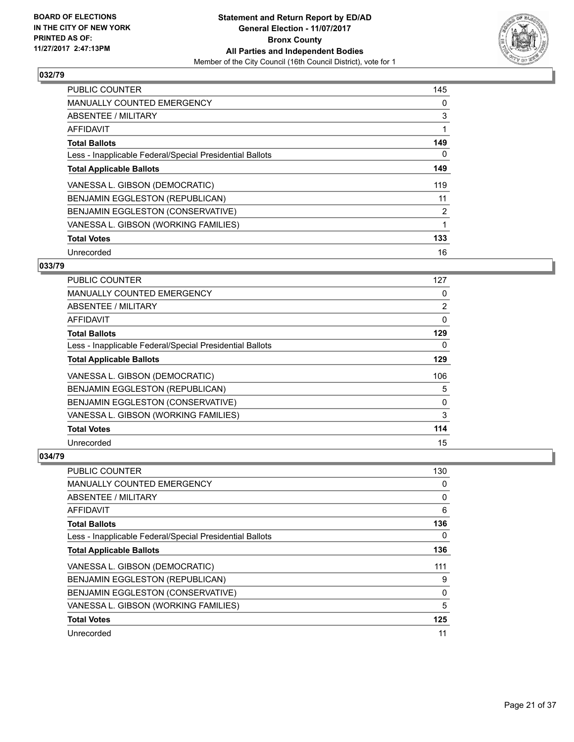**BOARD OF ELECTIONS IN THE CITY OF NEW YORK PRINTED AS OF: 11/27/2017 2:47:13PM**

**Statement and Return Report by ED/AD General Election - 11/07/2017 Bronx County All Parties and Independent Bodies**

Member of the City Council (16th Council District), vote for 1

### 032/79

| | |
|---|---|
| PUBLIC COUNTER | 145 |
| MANUALLY COUNTED EMERGENCY | 0 |
| ABSENTEE / MILITARY | 3 |
| AFFIDAVIT | 1 |
| **Total Ballots** | **149** |
| Less - Inapplicable Federal/Special Presidential Ballots | 0 |
| **Total Applicable Ballots** | **149** |
| VANESSA L. GIBSON (DEMOCRATIC) | 119 |
| BENJAMIN EGGLESTON (REPUBLICAN) | 11 |
| BENJAMIN EGGLESTON (CONSERVATIVE) | 2 |
| VANESSA L. GIBSON (WORKING FAMILIES) | 1 |
| **Total Votes** | **133** |
| Unrecorded | 16 |

### 033/79

| | |
|---|---|
| PUBLIC COUNTER | 127 |
| MANUALLY COUNTED EMERGENCY | 0 |
| ABSENTEE / MILITARY | 2 |
| AFFIDAVIT | 0 |
| **Total Ballots** | **129** |
| Less - Inapplicable Federal/Special Presidential Ballots | 0 |
| **Total Applicable Ballots** | **129** |
| VANESSA L. GIBSON (DEMOCRATIC) | 106 |
| BENJAMIN EGGLESTON (REPUBLICAN) | 5 |
| BENJAMIN EGGLESTON (CONSERVATIVE) | 0 |
| VANESSA L. GIBSON (WORKING FAMILIES) | 3 |
| **Total Votes** | **114** |
| Unrecorded | 15 |

### 034/79

| | |
|---|---|
| PUBLIC COUNTER | 130 |
| MANUALLY COUNTED EMERGENCY | 0 |
| ABSENTEE / MILITARY | 0 |
| AFFIDAVIT | 6 |
| **Total Ballots** | **136** |
| Less - Inapplicable Federal/Special Presidential Ballots | 0 |
| **Total Applicable Ballots** | **136** |
| VANESSA L. GIBSON (DEMOCRATIC) | 111 |
| BENJAMIN EGGLESTON (REPUBLICAN) | 9 |
| BENJAMIN EGGLESTON (CONSERVATIVE) | 0 |
| VANESSA L. GIBSON (WORKING FAMILIES) | 5 |
| **Total Votes** | **125** |
| Unrecorded | 11 |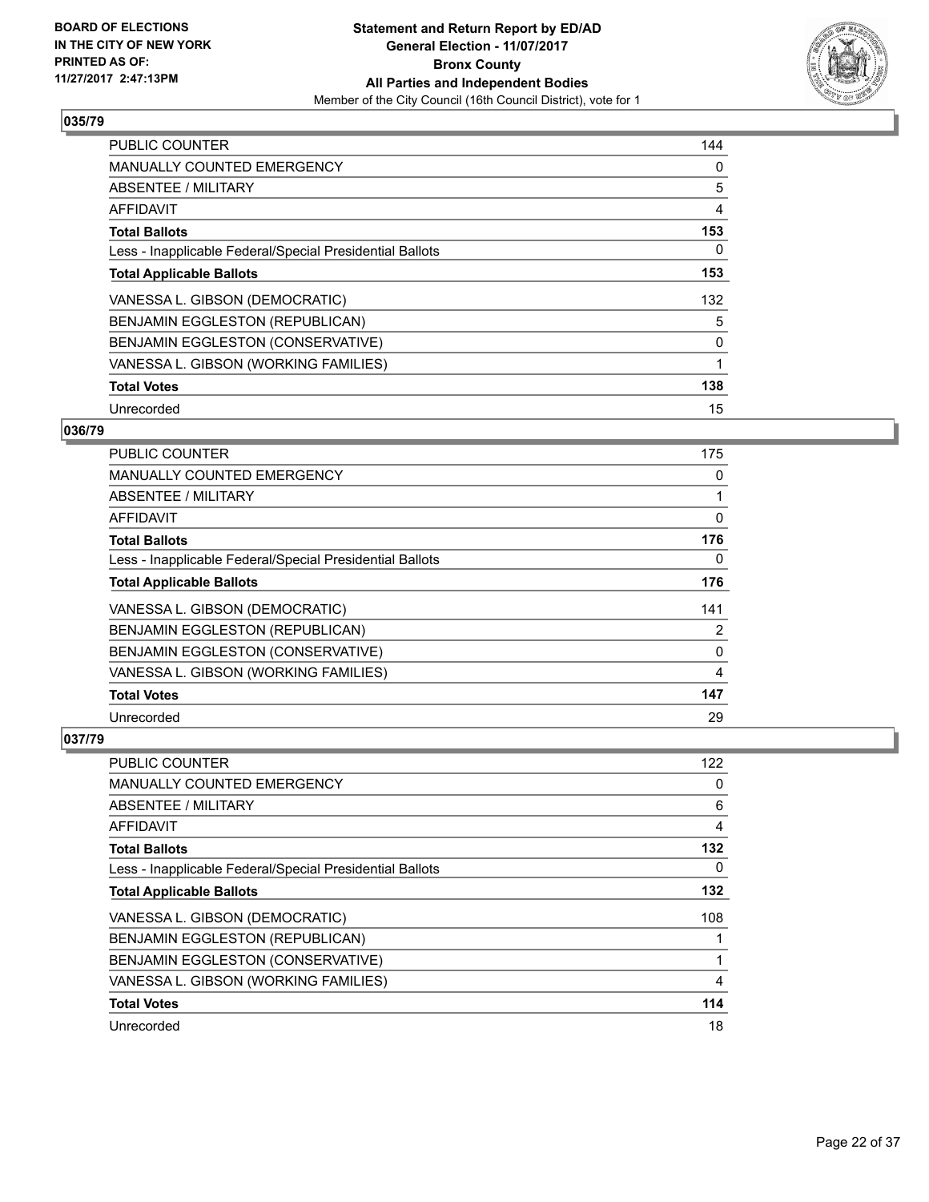**BOARD OF ELECTIONS IN THE CITY OF NEW YORK PRINTED AS OF: 11/27/2017 2:47:13PM**

**Statement and Return Report by ED/AD**
**General Election - 11/07/2017**
**Bronx County**
**All Parties and Independent Bodies**
Member of the City Council (16th Council District), vote for 1

## 035/79

| | |
|---|---|
| PUBLIC COUNTER | 144 |
| MANUALLY COUNTED EMERGENCY | 0 |
| ABSENTEE / MILITARY | 5 |
| AFFIDAVIT | 4 |
| **Total Ballots** | **153** |
| Less - Inapplicable Federal/Special Presidential Ballots | 0 |
| **Total Applicable Ballots** | **153** |
| VANESSA L. GIBSON (DEMOCRATIC) | 132 |
| BENJAMIN EGGLESTON (REPUBLICAN) | 5 |
| BENJAMIN EGGLESTON (CONSERVATIVE) | 0 |
| VANESSA L. GIBSON (WORKING FAMILIES) | 1 |
| **Total Votes** | **138** |
| Unrecorded | 15 |

## 036/79

| | |
|---|---|
| PUBLIC COUNTER | 175 |
| MANUALLY COUNTED EMERGENCY | 0 |
| ABSENTEE / MILITARY | 1 |
| AFFIDAVIT | 0 |
| **Total Ballots** | **176** |
| Less - Inapplicable Federal/Special Presidential Ballots | 0 |
| **Total Applicable Ballots** | **176** |
| VANESSA L. GIBSON (DEMOCRATIC) | 141 |
| BENJAMIN EGGLESTON (REPUBLICAN) | 2 |
| BENJAMIN EGGLESTON (CONSERVATIVE) | 0 |
| VANESSA L. GIBSON (WORKING FAMILIES) | 4 |
| **Total Votes** | **147** |
| Unrecorded | 29 |

## 037/79

| | |
|---|---|
| PUBLIC COUNTER | 122 |
| MANUALLY COUNTED EMERGENCY | 0 |
| ABSENTEE / MILITARY | 6 |
| AFFIDAVIT | 4 |
| **Total Ballots** | **132** |
| Less - Inapplicable Federal/Special Presidential Ballots | 0 |
| **Total Applicable Ballots** | **132** |
| VANESSA L. GIBSON (DEMOCRATIC) | 108 |
| BENJAMIN EGGLESTON (REPUBLICAN) | 1 |
| BENJAMIN EGGLESTON (CONSERVATIVE) | 1 |
| VANESSA L. GIBSON (WORKING FAMILIES) | 4 |
| **Total Votes** | **114** |
| Unrecorded | 18 |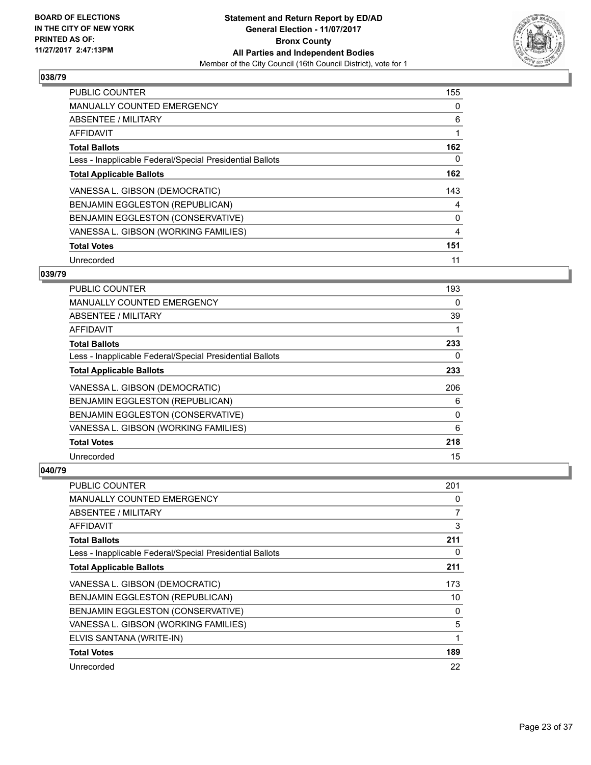**BOARD OF ELECTIONS IN THE CITY OF NEW YORK PRINTED AS OF: 11/27/2017 2:47:13PM**

**Statement and Return Report by ED/AD General Election - 11/07/2017 Bronx County All Parties and Independent Bodies**
Member of the City Council (16th Council District), vote for 1

### 038/79

| | |
|---|---|
| PUBLIC COUNTER | 155 |
| MANUALLY COUNTED EMERGENCY | 0 |
| ABSENTEE / MILITARY | 6 |
| AFFIDAVIT | 1 |
| **Total Ballots** | **162** |
| Less - Inapplicable Federal/Special Presidential Ballots | 0 |
| **Total Applicable Ballots** | **162** |
| VANESSA L. GIBSON (DEMOCRATIC) | 143 |
| BENJAMIN EGGLESTON (REPUBLICAN) | 4 |
| BENJAMIN EGGLESTON (CONSERVATIVE) | 0 |
| VANESSA L. GIBSON (WORKING FAMILIES) | 4 |
| **Total Votes** | **151** |
| Unrecorded | 11 |

### 039/79

| | |
|---|---|
| PUBLIC COUNTER | 193 |
| MANUALLY COUNTED EMERGENCY | 0 |
| ABSENTEE / MILITARY | 39 |
| AFFIDAVIT | 1 |
| **Total Ballots** | **233** |
| Less - Inapplicable Federal/Special Presidential Ballots | 0 |
| **Total Applicable Ballots** | **233** |
| VANESSA L. GIBSON (DEMOCRATIC) | 206 |
| BENJAMIN EGGLESTON (REPUBLICAN) | 6 |
| BENJAMIN EGGLESTON (CONSERVATIVE) | 0 |
| VANESSA L. GIBSON (WORKING FAMILIES) | 6 |
| **Total Votes** | **218** |
| Unrecorded | 15 |

### 040/79

| | |
|---|---|
| PUBLIC COUNTER | 201 |
| MANUALLY COUNTED EMERGENCY | 0 |
| ABSENTEE / MILITARY | 7 |
| AFFIDAVIT | 3 |
| **Total Ballots** | **211** |
| Less - Inapplicable Federal/Special Presidential Ballots | 0 |
| **Total Applicable Ballots** | **211** |
| VANESSA L. GIBSON (DEMOCRATIC) | 173 |
| BENJAMIN EGGLESTON (REPUBLICAN) | 10 |
| BENJAMIN EGGLESTON (CONSERVATIVE) | 0 |
| VANESSA L. GIBSON (WORKING FAMILIES) | 5 |
| ELVIS SANTANA (WRITE-IN) | 1 |
| **Total Votes** | **189** |
| Unrecorded | 22 |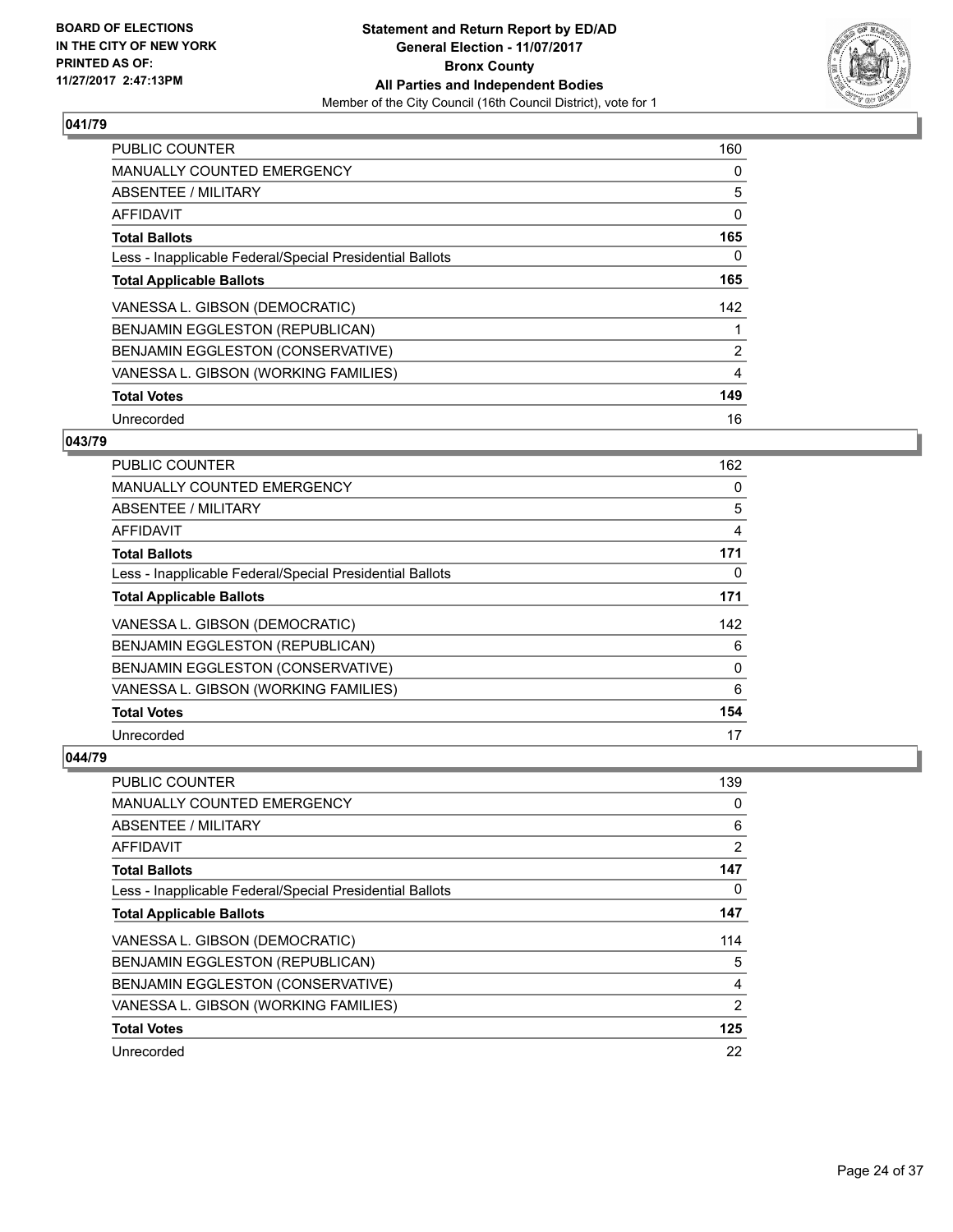BOARD OF ELECTIONS
IN THE CITY OF NEW YORK
PRINTED AS OF:
11/27/2017 2:47:13PM

**Statement and Return Report by ED/AD**
**General Election - 11/07/2017**
**Bronx County**
**All Parties and Independent Bodies**
Member of the City Council (16th Council District), vote for 1

## 041/79

| | |
|---|---|
| PUBLIC COUNTER | 160 |
| MANUALLY COUNTED EMERGENCY | 0 |
| ABSENTEE / MILITARY | 5 |
| AFFIDAVIT | 0 |
| **Total Ballots** | **165** |
| Less - Inapplicable Federal/Special Presidential Ballots | 0 |
| **Total Applicable Ballots** | **165** |
| VANESSA L. GIBSON (DEMOCRATIC) | 142 |
| BENJAMIN EGGLESTON (REPUBLICAN) | 1 |
| BENJAMIN EGGLESTON (CONSERVATIVE) | 2 |
| VANESSA L. GIBSON (WORKING FAMILIES) | 4 |
| **Total Votes** | **149** |
| Unrecorded | 16 |

## 043/79

| | |
|---|---|
| PUBLIC COUNTER | 162 |
| MANUALLY COUNTED EMERGENCY | 0 |
| ABSENTEE / MILITARY | 5 |
| AFFIDAVIT | 4 |
| **Total Ballots** | **171** |
| Less - Inapplicable Federal/Special Presidential Ballots | 0 |
| **Total Applicable Ballots** | **171** |
| VANESSA L. GIBSON (DEMOCRATIC) | 142 |
| BENJAMIN EGGLESTON (REPUBLICAN) | 6 |
| BENJAMIN EGGLESTON (CONSERVATIVE) | 0 |
| VANESSA L. GIBSON (WORKING FAMILIES) | 6 |
| **Total Votes** | **154** |
| Unrecorded | 17 |

## 044/79

| | |
|---|---|
| PUBLIC COUNTER | 139 |
| MANUALLY COUNTED EMERGENCY | 0 |
| ABSENTEE / MILITARY | 6 |
| AFFIDAVIT | 2 |
| **Total Ballots** | **147** |
| Less - Inapplicable Federal/Special Presidential Ballots | 0 |
| **Total Applicable Ballots** | **147** |
| VANESSA L. GIBSON (DEMOCRATIC) | 114 |
| BENJAMIN EGGLESTON (REPUBLICAN) | 5 |
| BENJAMIN EGGLESTON (CONSERVATIVE) | 4 |
| VANESSA L. GIBSON (WORKING FAMILIES) | 2 |
| **Total Votes** | **125** |
| Unrecorded | 22 |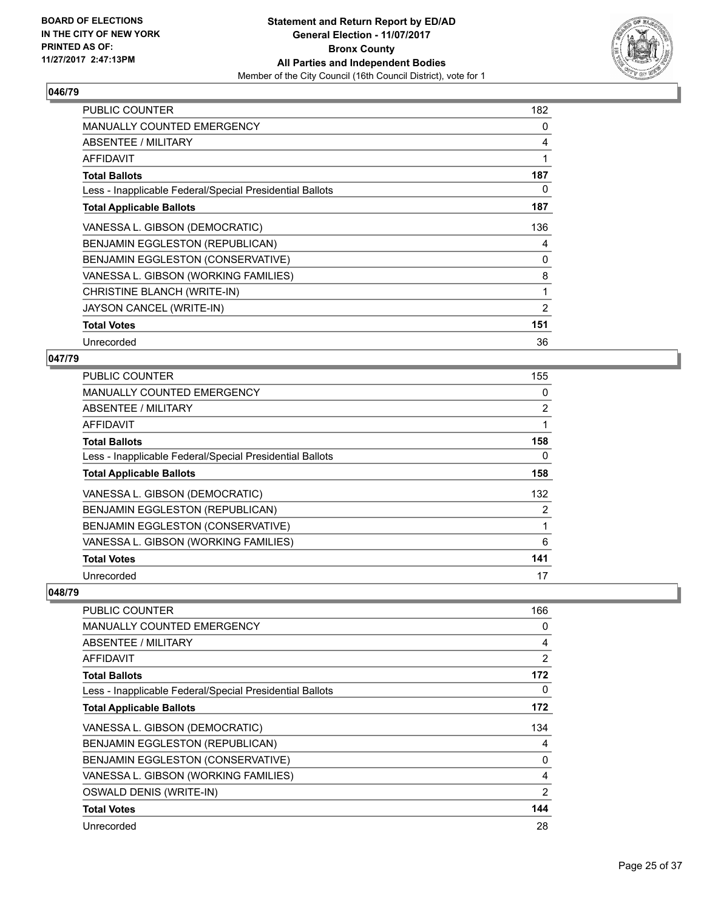## 046/79

| | |
|---|---|
| PUBLIC COUNTER | 182 |
| MANUALLY COUNTED EMERGENCY | 0 |
| ABSENTEE / MILITARY | 4 |
| AFFIDAVIT | 1 |
| **Total Ballots** | **187** |
| Less - Inapplicable Federal/Special Presidential Ballots | 0 |
| **Total Applicable Ballots** | **187** |
| VANESSA L. GIBSON (DEMOCRATIC) | 136 |
| BENJAMIN EGGLESTON (REPUBLICAN) | 4 |
| BENJAMIN EGGLESTON (CONSERVATIVE) | 0 |
| VANESSA L. GIBSON (WORKING FAMILIES) | 8 |
| CHRISTINE BLANCH (WRITE-IN) | 1 |
| JAYSON CANCEL (WRITE-IN) | 2 |
| **Total Votes** | **151** |
| Unrecorded | 36 |

## 047/79

| | |
|---|---|
| PUBLIC COUNTER | 155 |
| MANUALLY COUNTED EMERGENCY | 0 |
| ABSENTEE / MILITARY | 2 |
| AFFIDAVIT | 1 |
| **Total Ballots** | **158** |
| Less - Inapplicable Federal/Special Presidential Ballots | 0 |
| **Total Applicable Ballots** | **158** |
| VANESSA L. GIBSON (DEMOCRATIC) | 132 |
| BENJAMIN EGGLESTON (REPUBLICAN) | 2 |
| BENJAMIN EGGLESTON (CONSERVATIVE) | 1 |
| VANESSA L. GIBSON (WORKING FAMILIES) | 6 |
| **Total Votes** | **141** |
| Unrecorded | 17 |

## 048/79

| | |
|---|---|
| PUBLIC COUNTER | 166 |
| MANUALLY COUNTED EMERGENCY | 0 |
| ABSENTEE / MILITARY | 4 |
| AFFIDAVIT | 2 |
| **Total Ballots** | **172** |
| Less - Inapplicable Federal/Special Presidential Ballots | 0 |
| **Total Applicable Ballots** | **172** |
| VANESSA L. GIBSON (DEMOCRATIC) | 134 |
| BENJAMIN EGGLESTON (REPUBLICAN) | 4 |
| BENJAMIN EGGLESTON (CONSERVATIVE) | 0 |
| VANESSA L. GIBSON (WORKING FAMILIES) | 4 |
| OSWALD DENIS (WRITE-IN) | 2 |
| **Total Votes** | **144** |
| Unrecorded | 28 |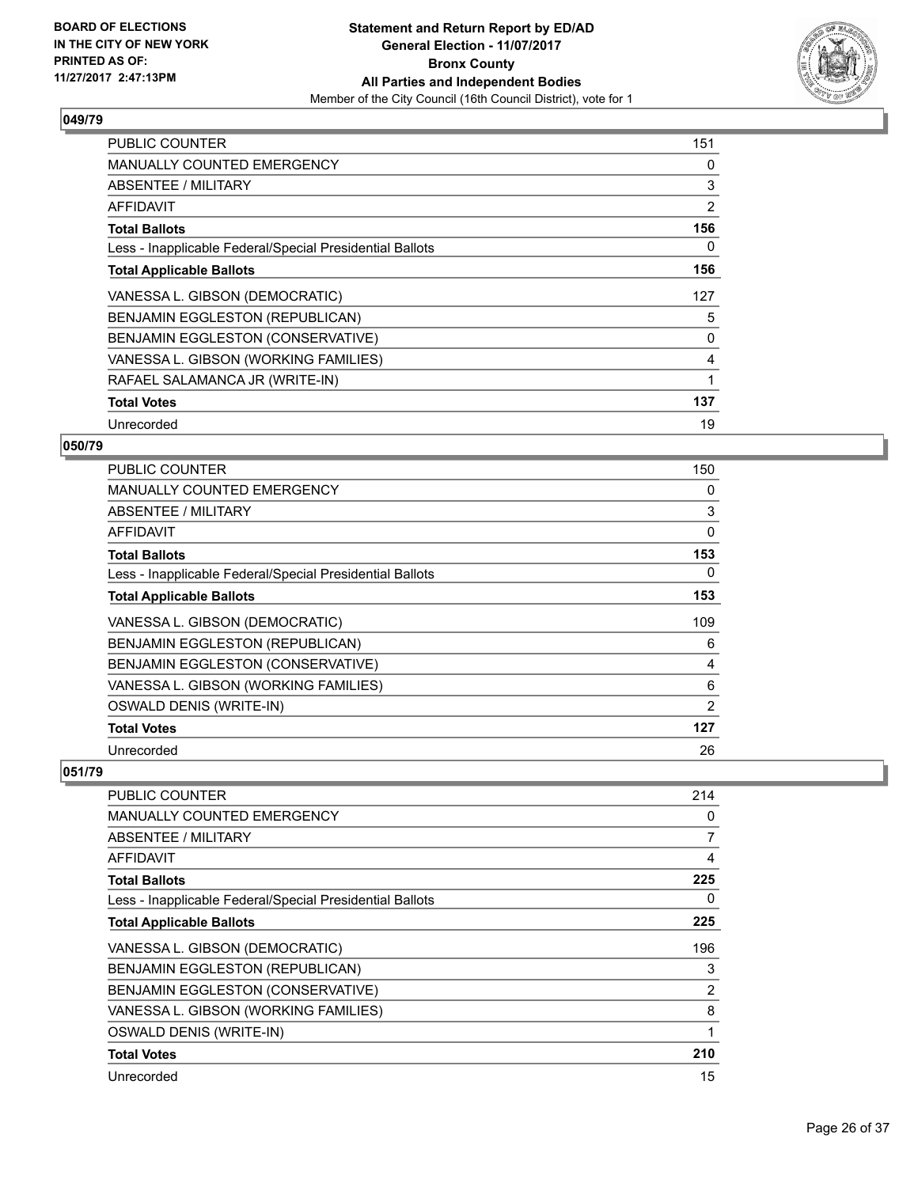**BOARD OF ELECTIONS IN THE CITY OF NEW YORK PRINTED AS OF: 11/27/2017 2:47:13PM**

**Statement and Return Report by ED/AD**
**General Election - 11/07/2017**
**Bronx County**
**All Parties and Independent Bodies**
Member of the City Council (16th Council District), vote for 1

### 049/79

| | |
|---|---|
| PUBLIC COUNTER | 151 |
| MANUALLY COUNTED EMERGENCY | 0 |
| ABSENTEE / MILITARY | 3 |
| AFFIDAVIT | 2 |
| **Total Ballots** | **156** |
| Less - Inapplicable Federal/Special Presidential Ballots | 0 |
| **Total Applicable Ballots** | **156** |
| VANESSA L. GIBSON (DEMOCRATIC) | 127 |
| BENJAMIN EGGLESTON (REPUBLICAN) | 5 |
| BENJAMIN EGGLESTON (CONSERVATIVE) | 0 |
| VANESSA L. GIBSON (WORKING FAMILIES) | 4 |
| RAFAEL SALAMANCA JR (WRITE-IN) | 1 |
| **Total Votes** | **137** |
| Unrecorded | 19 |

### 050/79

| | |
|---|---|
| PUBLIC COUNTER | 150 |
| MANUALLY COUNTED EMERGENCY | 0 |
| ABSENTEE / MILITARY | 3 |
| AFFIDAVIT | 0 |
| **Total Ballots** | **153** |
| Less - Inapplicable Federal/Special Presidential Ballots | 0 |
| **Total Applicable Ballots** | **153** |
| VANESSA L. GIBSON (DEMOCRATIC) | 109 |
| BENJAMIN EGGLESTON (REPUBLICAN) | 6 |
| BENJAMIN EGGLESTON (CONSERVATIVE) | 4 |
| VANESSA L. GIBSON (WORKING FAMILIES) | 6 |
| OSWALD DENIS (WRITE-IN) | 2 |
| **Total Votes** | **127** |
| Unrecorded | 26 |

### 051/79

| | |
|---|---|
| PUBLIC COUNTER | 214 |
| MANUALLY COUNTED EMERGENCY | 0 |
| ABSENTEE / MILITARY | 7 |
| AFFIDAVIT | 4 |
| **Total Ballots** | **225** |
| Less - Inapplicable Federal/Special Presidential Ballots | 0 |
| **Total Applicable Ballots** | **225** |
| VANESSA L. GIBSON (DEMOCRATIC) | 196 |
| BENJAMIN EGGLESTON (REPUBLICAN) | 3 |
| BENJAMIN EGGLESTON (CONSERVATIVE) | 2 |
| VANESSA L. GIBSON (WORKING FAMILIES) | 8 |
| OSWALD DENIS (WRITE-IN) | 1 |
| **Total Votes** | **210** |
| Unrecorded | 15 |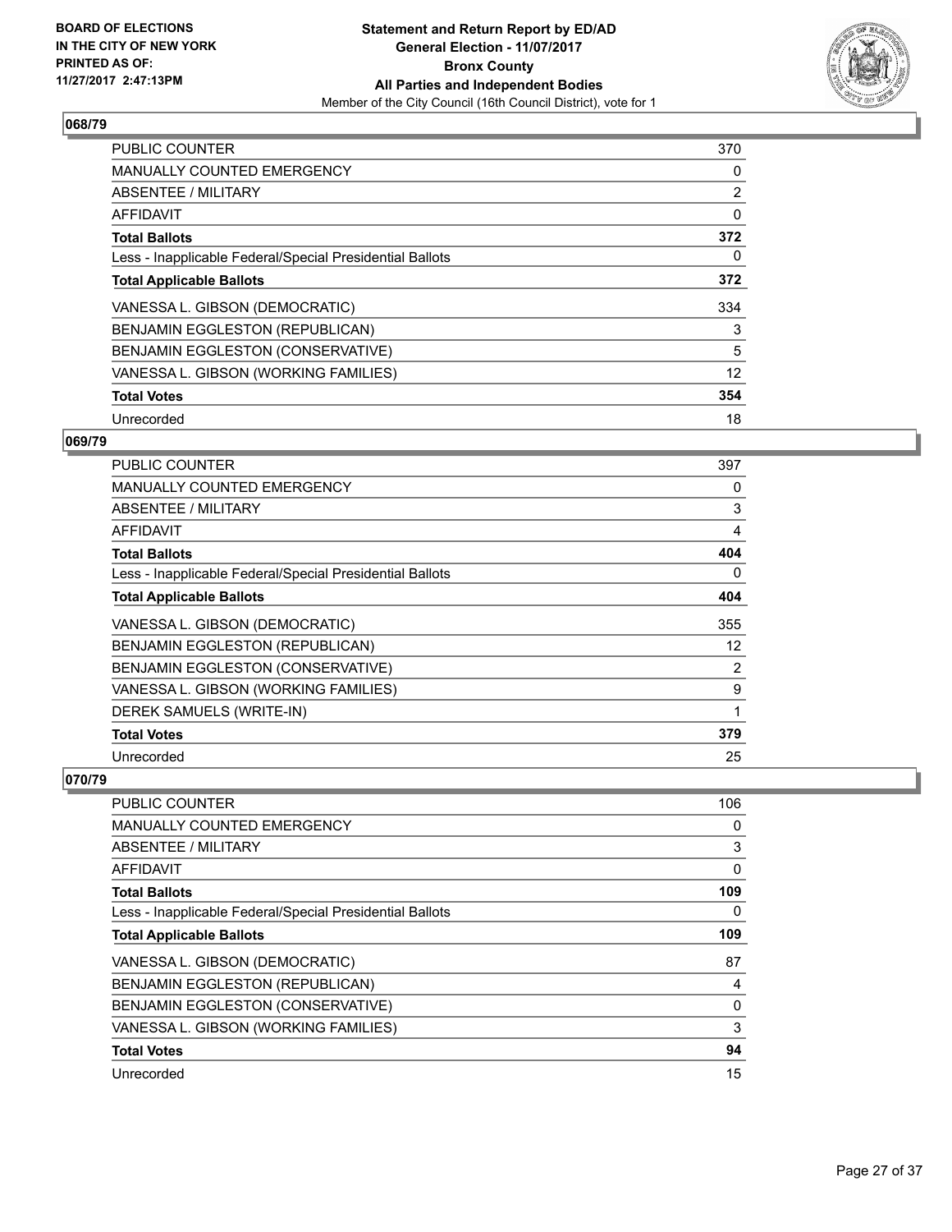**BOARD OF ELECTIONS IN THE CITY OF NEW YORK PRINTED AS OF: 11/27/2017 2:47:13PM**

**Statement and Return Report by ED/AD General Election - 11/07/2017 Bronx County All Parties and Independent Bodies**

Member of the City Council (16th Council District), vote for 1

## 068/79

| | |
|---|---|
| PUBLIC COUNTER | 370 |
| MANUALLY COUNTED EMERGENCY | 0 |
| ABSENTEE / MILITARY | 2 |
| AFFIDAVIT | 0 |
| **Total Ballots** | **372** |
| Less - Inapplicable Federal/Special Presidential Ballots | 0 |
| **Total Applicable Ballots** | **372** |
| VANESSA L. GIBSON (DEMOCRATIC) | 334 |
| BENJAMIN EGGLESTON (REPUBLICAN) | 3 |
| BENJAMIN EGGLESTON (CONSERVATIVE) | 5 |
| VANESSA L. GIBSON (WORKING FAMILIES) | 12 |
| **Total Votes** | **354** |
| Unrecorded | 18 |

## 069/79

| | |
|---|---|
| PUBLIC COUNTER | 397 |
| MANUALLY COUNTED EMERGENCY | 0 |
| ABSENTEE / MILITARY | 3 |
| AFFIDAVIT | 4 |
| **Total Ballots** | **404** |
| Less - Inapplicable Federal/Special Presidential Ballots | 0 |
| **Total Applicable Ballots** | **404** |
| VANESSA L. GIBSON (DEMOCRATIC) | 355 |
| BENJAMIN EGGLESTON (REPUBLICAN) | 12 |
| BENJAMIN EGGLESTON (CONSERVATIVE) | 2 |
| VANESSA L. GIBSON (WORKING FAMILIES) | 9 |
| DEREK SAMUELS (WRITE-IN) | 1 |
| **Total Votes** | **379** |
| Unrecorded | 25 |

## 070/79

| | |
|---|---|
| PUBLIC COUNTER | 106 |
| MANUALLY COUNTED EMERGENCY | 0 |
| ABSENTEE / MILITARY | 3 |
| AFFIDAVIT | 0 |
| **Total Ballots** | **109** |
| Less - Inapplicable Federal/Special Presidential Ballots | 0 |
| **Total Applicable Ballots** | **109** |
| VANESSA L. GIBSON (DEMOCRATIC) | 87 |
| BENJAMIN EGGLESTON (REPUBLICAN) | 4 |
| BENJAMIN EGGLESTON (CONSERVATIVE) | 0 |
| VANESSA L. GIBSON (WORKING FAMILIES) | 3 |
| **Total Votes** | **94** |
| Unrecorded | 15 |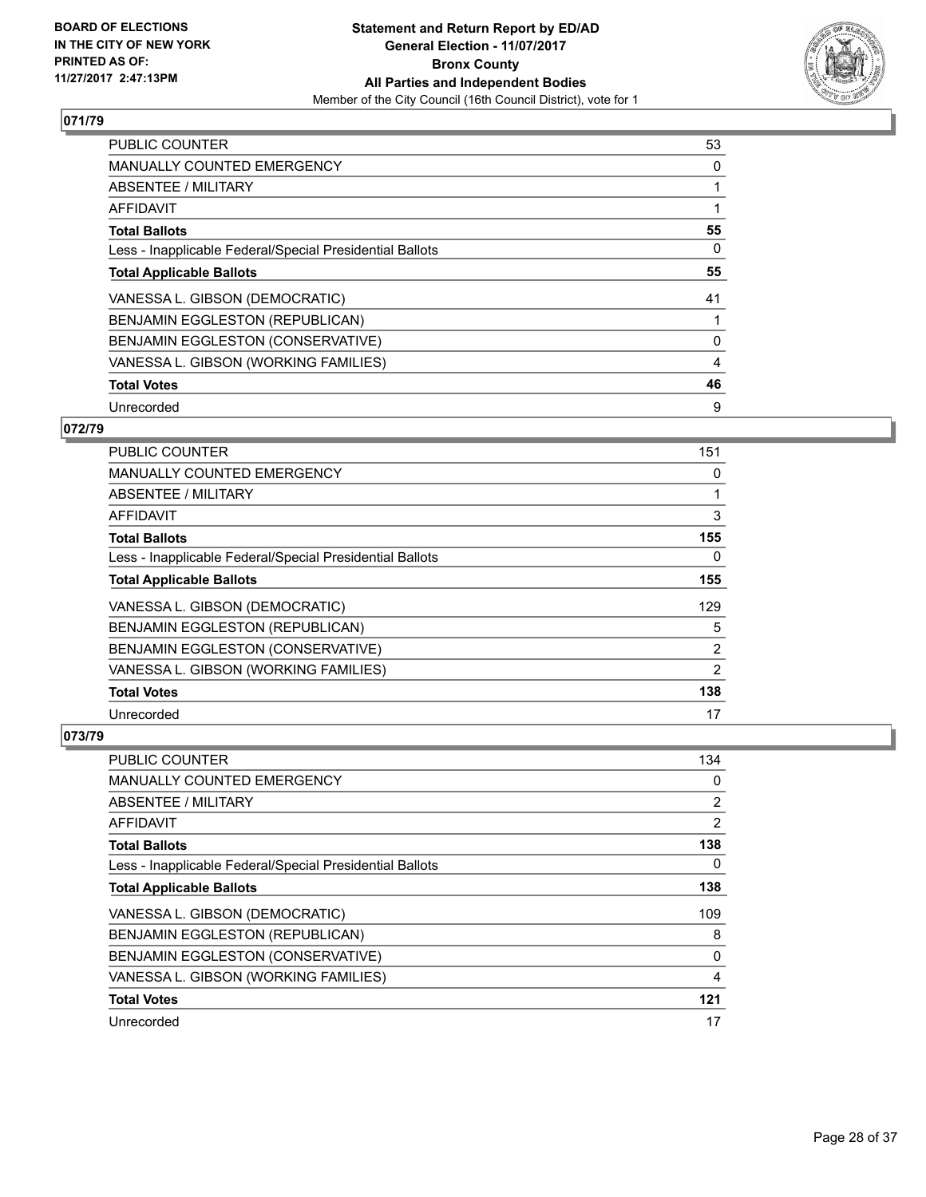BOARD OF ELECTIONS
IN THE CITY OF NEW YORK
PRINTED AS OF:
11/27/2017 2:47:13PM

**Statement and Return Report by ED/AD**
**General Election - 11/07/2017**
**Bronx County**
**All Parties and Independent Bodies**
Member of the City Council (16th Council District), vote for 1

### 071/79

| | |
|---|---|
| PUBLIC COUNTER | 53 |
| MANUALLY COUNTED EMERGENCY | 0 |
| ABSENTEE / MILITARY | 1 |
| AFFIDAVIT | 1 |
| **Total Ballots** | **55** |
| Less - Inapplicable Federal/Special Presidential Ballots | 0 |
| **Total Applicable Ballots** | **55** |
| VANESSA L. GIBSON (DEMOCRATIC) | 41 |
| BENJAMIN EGGLESTON (REPUBLICAN) | 1 |
| BENJAMIN EGGLESTON (CONSERVATIVE) | 0 |
| VANESSA L. GIBSON (WORKING FAMILIES) | 4 |
| **Total Votes** | **46** |
| Unrecorded | 9 |

### 072/79

| | |
|---|---|
| PUBLIC COUNTER | 151 |
| MANUALLY COUNTED EMERGENCY | 0 |
| ABSENTEE / MILITARY | 1 |
| AFFIDAVIT | 3 |
| **Total Ballots** | **155** |
| Less - Inapplicable Federal/Special Presidential Ballots | 0 |
| **Total Applicable Ballots** | **155** |
| VANESSA L. GIBSON (DEMOCRATIC) | 129 |
| BENJAMIN EGGLESTON (REPUBLICAN) | 5 |
| BENJAMIN EGGLESTON (CONSERVATIVE) | 2 |
| VANESSA L. GIBSON (WORKING FAMILIES) | 2 |
| **Total Votes** | **138** |
| Unrecorded | 17 |

### 073/79

| | |
|---|---|
| PUBLIC COUNTER | 134 |
| MANUALLY COUNTED EMERGENCY | 0 |
| ABSENTEE / MILITARY | 2 |
| AFFIDAVIT | 2 |
| **Total Ballots** | **138** |
| Less - Inapplicable Federal/Special Presidential Ballots | 0 |
| **Total Applicable Ballots** | **138** |
| VANESSA L. GIBSON (DEMOCRATIC) | 109 |
| BENJAMIN EGGLESTON (REPUBLICAN) | 8 |
| BENJAMIN EGGLESTON (CONSERVATIVE) | 0 |
| VANESSA L. GIBSON (WORKING FAMILIES) | 4 |
| **Total Votes** | **121** |
| Unrecorded | 17 |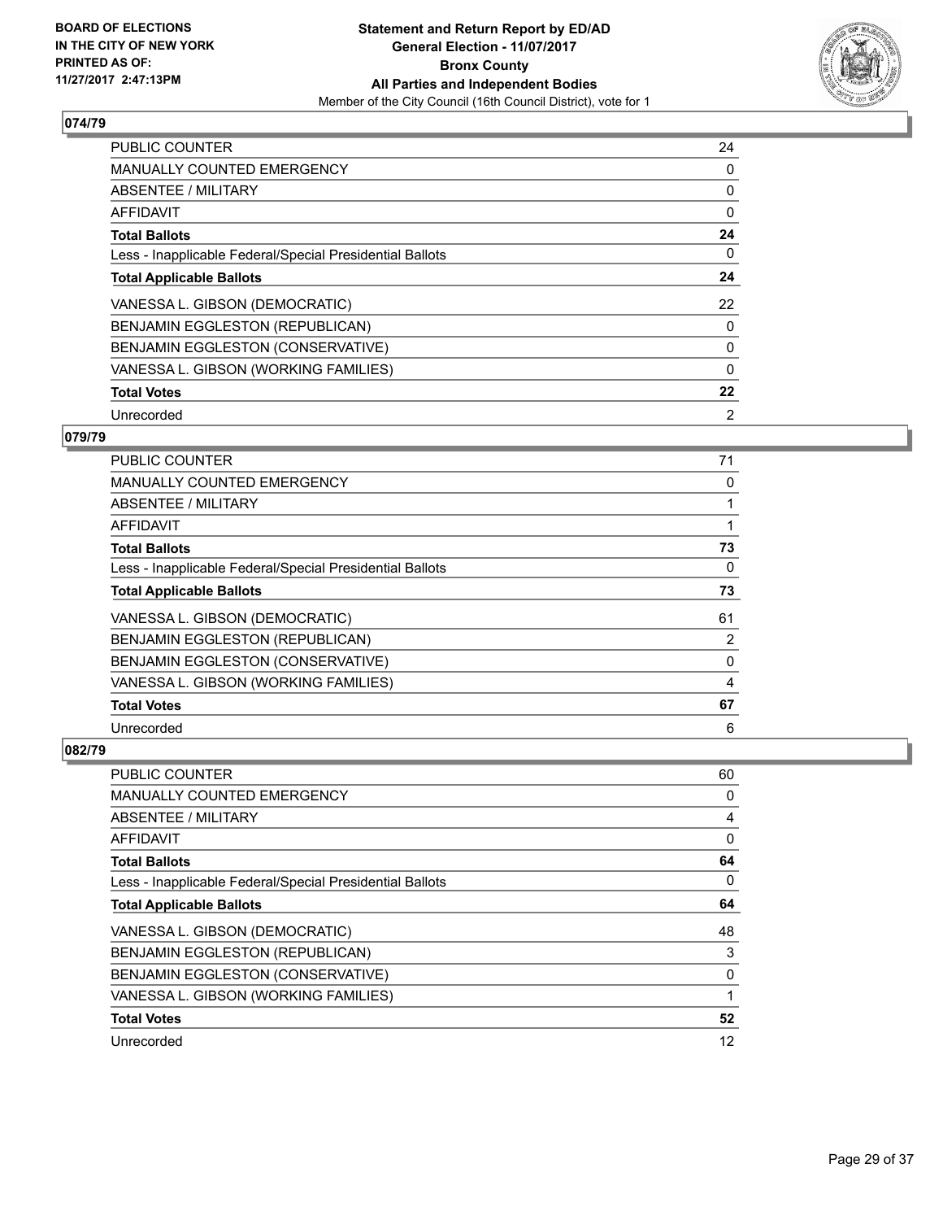## 074/79

| | |
|---|---|
| PUBLIC COUNTER | 24 |
| MANUALLY COUNTED EMERGENCY | 0 |
| ABSENTEE / MILITARY | 0 |
| AFFIDAVIT | 0 |
| **Total Ballots** | **24** |
| Less - Inapplicable Federal/Special Presidential Ballots | 0 |
| **Total Applicable Ballots** | **24** |
| VANESSA L. GIBSON (DEMOCRATIC) | 22 |
| BENJAMIN EGGLESTON (REPUBLICAN) | 0 |
| BENJAMIN EGGLESTON (CONSERVATIVE) | 0 |
| VANESSA L. GIBSON (WORKING FAMILIES) | 0 |
| **Total Votes** | **22** |
| Unrecorded | 2 |

## 079/79

| | |
|---|---|
| PUBLIC COUNTER | 71 |
| MANUALLY COUNTED EMERGENCY | 0 |
| ABSENTEE / MILITARY | 1 |
| AFFIDAVIT | 1 |
| **Total Ballots** | **73** |
| Less - Inapplicable Federal/Special Presidential Ballots | 0 |
| **Total Applicable Ballots** | **73** |
| VANESSA L. GIBSON (DEMOCRATIC) | 61 |
| BENJAMIN EGGLESTON (REPUBLICAN) | 2 |
| BENJAMIN EGGLESTON (CONSERVATIVE) | 0 |
| VANESSA L. GIBSON (WORKING FAMILIES) | 4 |
| **Total Votes** | **67** |
| Unrecorded | 6 |

## 082/79

| | |
|---|---|
| PUBLIC COUNTER | 60 |
| MANUALLY COUNTED EMERGENCY | 0 |
| ABSENTEE / MILITARY | 4 |
| AFFIDAVIT | 0 |
| **Total Ballots** | **64** |
| Less - Inapplicable Federal/Special Presidential Ballots | 0 |
| **Total Applicable Ballots** | **64** |
| VANESSA L. GIBSON (DEMOCRATIC) | 48 |
| BENJAMIN EGGLESTON (REPUBLICAN) | 3 |
| BENJAMIN EGGLESTON (CONSERVATIVE) | 0 |
| VANESSA L. GIBSON (WORKING FAMILIES) | 1 |
| **Total Votes** | **52** |
| Unrecorded | 12 |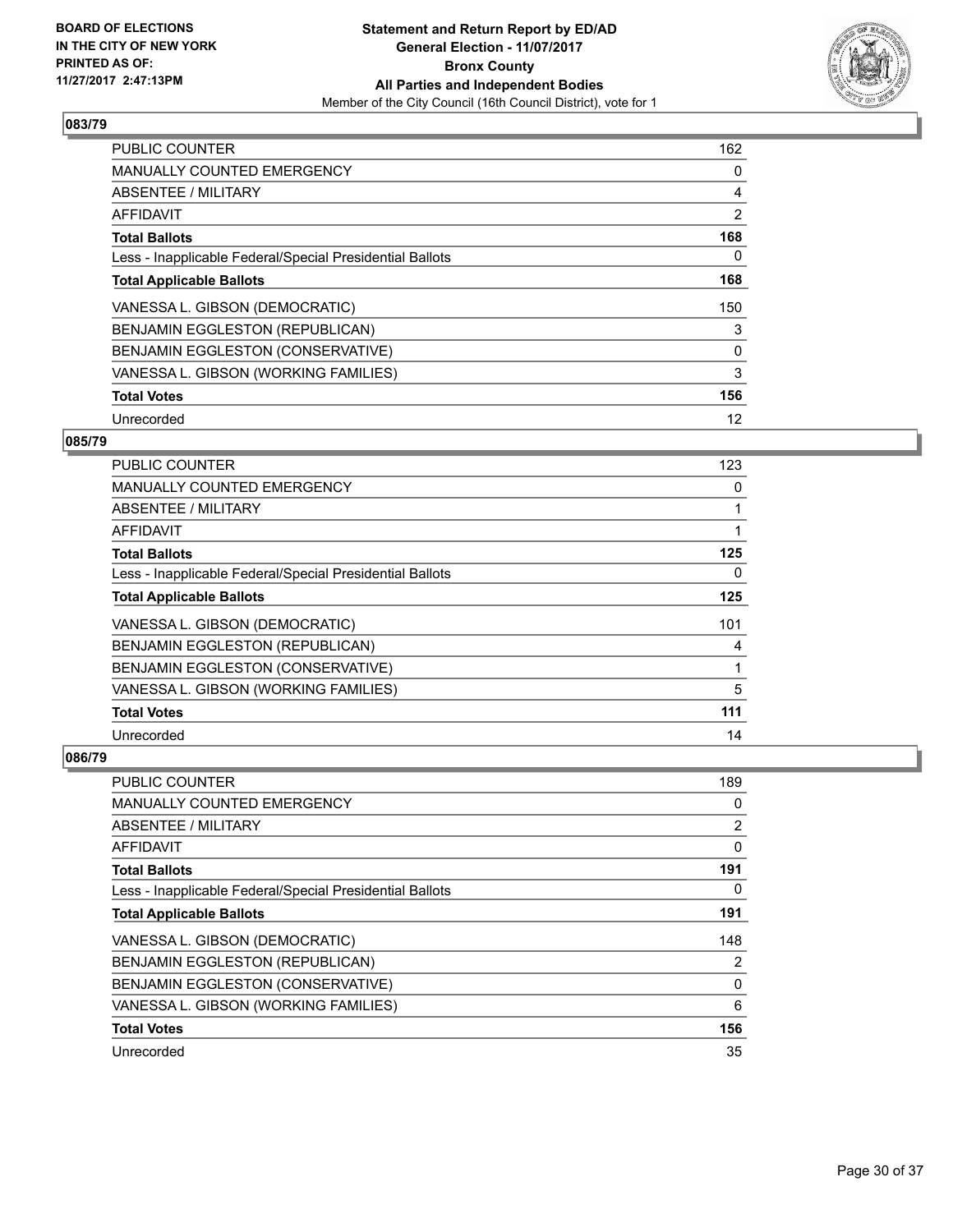**BOARD OF ELECTIONS IN THE CITY OF NEW YORK PRINTED AS OF: 11/27/2017 2:47:13PM**

**Statement and Return Report by ED/AD General Election - 11/07/2017 Bronx County All Parties and Independent Bodies**

Member of the City Council (16th Council District), vote for 1

### 083/79

| | |
|---|---|
| PUBLIC COUNTER | 162 |
| MANUALLY COUNTED EMERGENCY | 0 |
| ABSENTEE / MILITARY | 4 |
| AFFIDAVIT | 2 |
| **Total Ballots** | **168** |
| Less - Inapplicable Federal/Special Presidential Ballots | 0 |
| **Total Applicable Ballots** | **168** |
| VANESSA L. GIBSON (DEMOCRATIC) | 150 |
| BENJAMIN EGGLESTON (REPUBLICAN) | 3 |
| BENJAMIN EGGLESTON (CONSERVATIVE) | 0 |
| VANESSA L. GIBSON (WORKING FAMILIES) | 3 |
| **Total Votes** | **156** |
| Unrecorded | 12 |

### 085/79

| | |
|---|---|
| PUBLIC COUNTER | 123 |
| MANUALLY COUNTED EMERGENCY | 0 |
| ABSENTEE / MILITARY | 1 |
| AFFIDAVIT | 1 |
| **Total Ballots** | **125** |
| Less - Inapplicable Federal/Special Presidential Ballots | 0 |
| **Total Applicable Ballots** | **125** |
| VANESSA L. GIBSON (DEMOCRATIC) | 101 |
| BENJAMIN EGGLESTON (REPUBLICAN) | 4 |
| BENJAMIN EGGLESTON (CONSERVATIVE) | 1 |
| VANESSA L. GIBSON (WORKING FAMILIES) | 5 |
| **Total Votes** | **111** |
| Unrecorded | 14 |

### 086/79

| | |
|---|---|
| PUBLIC COUNTER | 189 |
| MANUALLY COUNTED EMERGENCY | 0 |
| ABSENTEE / MILITARY | 2 |
| AFFIDAVIT | 0 |
| **Total Ballots** | **191** |
| Less - Inapplicable Federal/Special Presidential Ballots | 0 |
| **Total Applicable Ballots** | **191** |
| VANESSA L. GIBSON (DEMOCRATIC) | 148 |
| BENJAMIN EGGLESTON (REPUBLICAN) | 2 |
| BENJAMIN EGGLESTON (CONSERVATIVE) | 0 |
| VANESSA L. GIBSON (WORKING FAMILIES) | 6 |
| **Total Votes** | **156** |
| Unrecorded | 35 |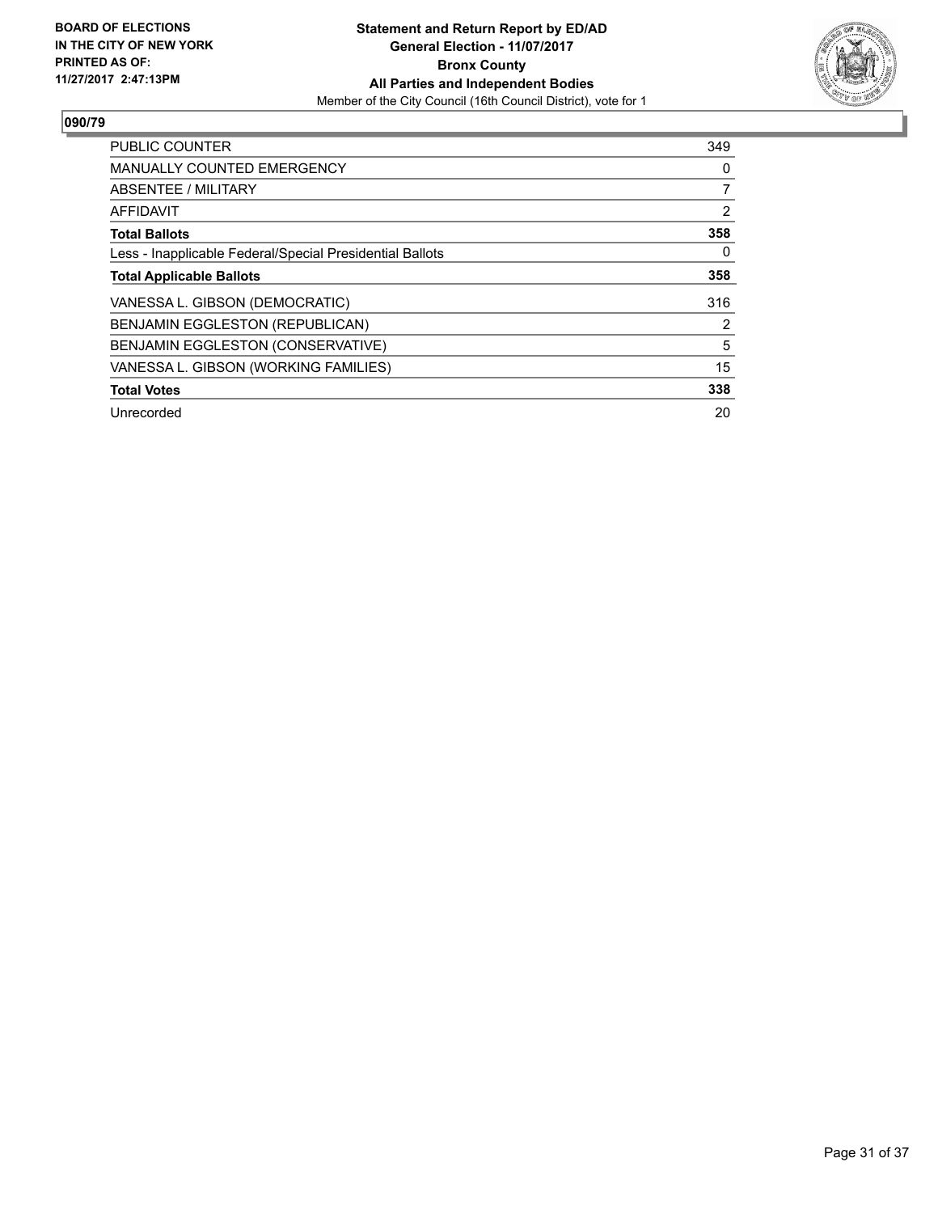**BOARD OF ELECTIONS IN THE CITY OF NEW YORK PRINTED AS OF: 11/27/2017 2:47:13PM**

**Statement and Return Report by ED/AD**
**General Election - 11/07/2017**
**Bronx County**
**All Parties and Independent Bodies**
Member of the City Council (16th Council District), vote for 1

**090/79**

| | |
|---|---|
| PUBLIC COUNTER | 349 |
| MANUALLY COUNTED EMERGENCY | 0 |
| ABSENTEE / MILITARY | 7 |
| AFFIDAVIT | 2 |
| **Total Ballots** | **358** |
| Less - Inapplicable Federal/Special Presidential Ballots | 0 |
| **Total Applicable Ballots** | **358** |
| VANESSA L. GIBSON (DEMOCRATIC) | 316 |
| BENJAMIN EGGLESTON (REPUBLICAN) | 2 |
| BENJAMIN EGGLESTON (CONSERVATIVE) | 5 |
| VANESSA L. GIBSON (WORKING FAMILIES) | 15 |
| **Total Votes** | **338** |
| Unrecorded | 20 |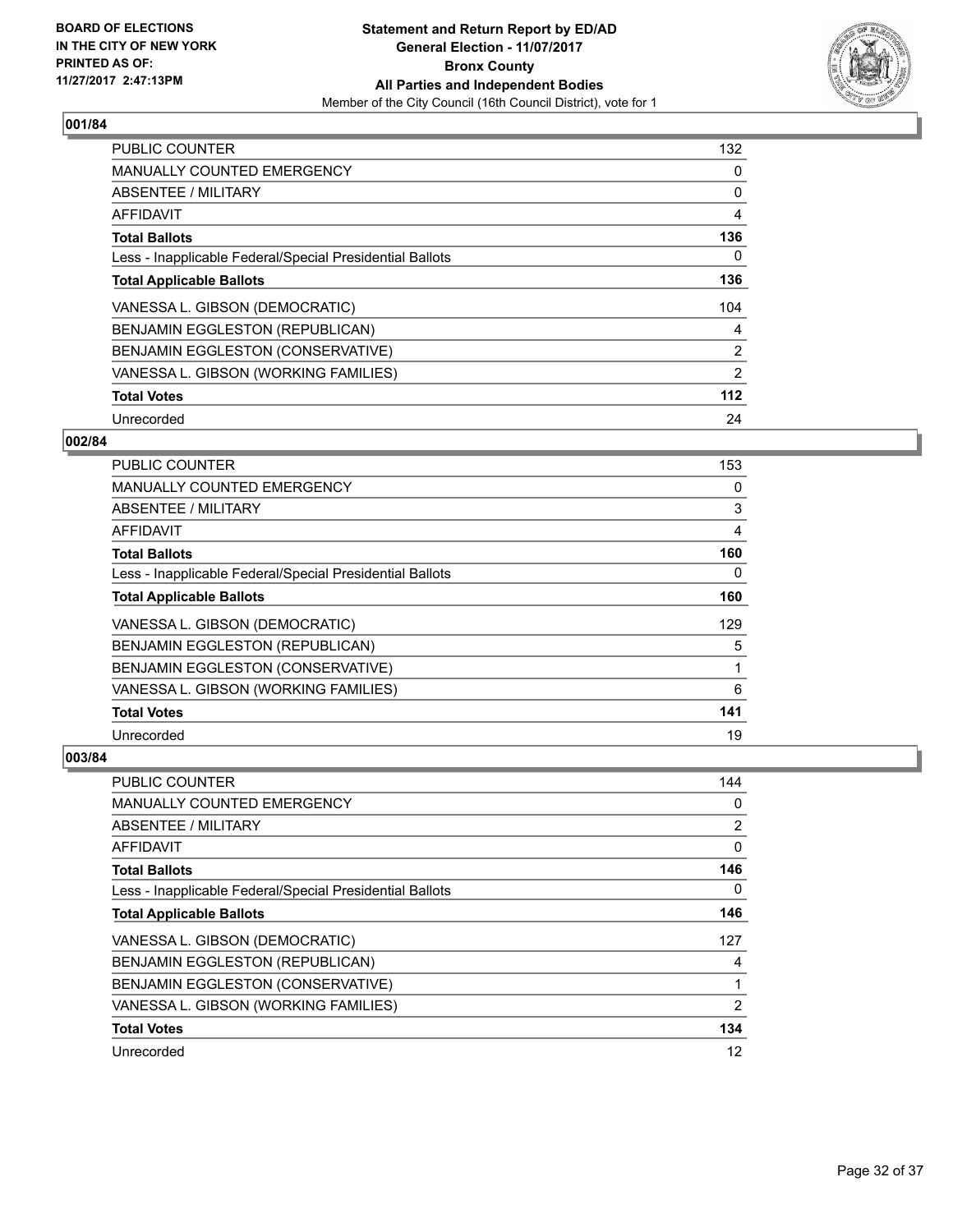**BOARD OF ELECTIONS IN THE CITY OF NEW YORK PRINTED AS OF: 11/27/2017 2:47:13PM**

**Statement and Return Report by ED/AD**
**General Election - 11/07/2017**
**Bronx County**
**All Parties and Independent Bodies**
Member of the City Council (16th Council District), vote for 1

### 001/84

| | |
|---|---|
| PUBLIC COUNTER | 132 |
| MANUALLY COUNTED EMERGENCY | 0 |
| ABSENTEE / MILITARY | 0 |
| AFFIDAVIT | 4 |
| **Total Ballots** | **136** |
| Less - Inapplicable Federal/Special Presidential Ballots | 0 |
| **Total Applicable Ballots** | **136** |
| VANESSA L. GIBSON (DEMOCRATIC) | 104 |
| BENJAMIN EGGLESTON (REPUBLICAN) | 4 |
| BENJAMIN EGGLESTON (CONSERVATIVE) | 2 |
| VANESSA L. GIBSON (WORKING FAMILIES) | 2 |
| **Total Votes** | **112** |
| Unrecorded | 24 |

### 002/84

| | |
|---|---|
| PUBLIC COUNTER | 153 |
| MANUALLY COUNTED EMERGENCY | 0 |
| ABSENTEE / MILITARY | 3 |
| AFFIDAVIT | 4 |
| **Total Ballots** | **160** |
| Less - Inapplicable Federal/Special Presidential Ballots | 0 |
| **Total Applicable Ballots** | **160** |
| VANESSA L. GIBSON (DEMOCRATIC) | 129 |
| BENJAMIN EGGLESTON (REPUBLICAN) | 5 |
| BENJAMIN EGGLESTON (CONSERVATIVE) | 1 |
| VANESSA L. GIBSON (WORKING FAMILIES) | 6 |
| **Total Votes** | **141** |
| Unrecorded | 19 |

### 003/84

| | |
|---|---|
| PUBLIC COUNTER | 144 |
| MANUALLY COUNTED EMERGENCY | 0 |
| ABSENTEE / MILITARY | 2 |
| AFFIDAVIT | 0 |
| **Total Ballots** | **146** |
| Less - Inapplicable Federal/Special Presidential Ballots | 0 |
| **Total Applicable Ballots** | **146** |
| VANESSA L. GIBSON (DEMOCRATIC) | 127 |
| BENJAMIN EGGLESTON (REPUBLICAN) | 4 |
| BENJAMIN EGGLESTON (CONSERVATIVE) | 1 |
| VANESSA L. GIBSON (WORKING FAMILIES) | 2 |
| **Total Votes** | **134** |
| Unrecorded | 12 |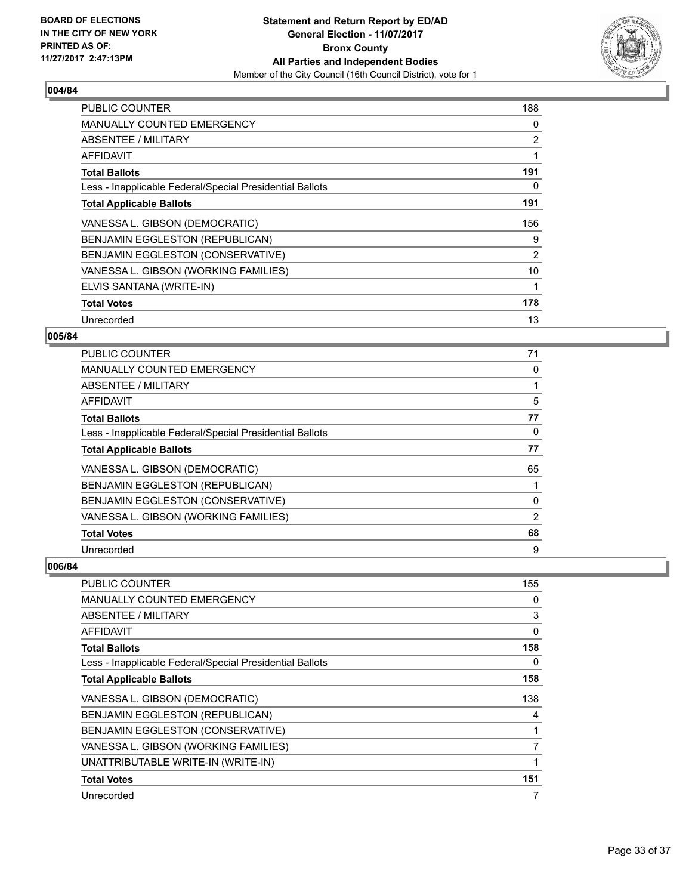**BOARD OF ELECTIONS IN THE CITY OF NEW YORK PRINTED AS OF: 11/27/2017 2:47:13PM**

**Statement and Return Report by ED/AD**
**General Election - 11/07/2017**
**Bronx County**
**All Parties and Independent Bodies**
Member of the City Council (16th Council District), vote for 1

## 004/84

| | |
|---|---|
| PUBLIC COUNTER | 188 |
| MANUALLY COUNTED EMERGENCY | 0 |
| ABSENTEE / MILITARY | 2 |
| AFFIDAVIT | 1 |
| **Total Ballots** | **191** |
| Less - Inapplicable Federal/Special Presidential Ballots | 0 |
| **Total Applicable Ballots** | **191** |
| VANESSA L. GIBSON (DEMOCRATIC) | 156 |
| BENJAMIN EGGLESTON (REPUBLICAN) | 9 |
| BENJAMIN EGGLESTON (CONSERVATIVE) | 2 |
| VANESSA L. GIBSON (WORKING FAMILIES) | 10 |
| ELVIS SANTANA (WRITE-IN) | 1 |
| **Total Votes** | **178** |
| Unrecorded | 13 |

## 005/84

| | |
|---|---|
| PUBLIC COUNTER | 71 |
| MANUALLY COUNTED EMERGENCY | 0 |
| ABSENTEE / MILITARY | 1 |
| AFFIDAVIT | 5 |
| **Total Ballots** | **77** |
| Less - Inapplicable Federal/Special Presidential Ballots | 0 |
| **Total Applicable Ballots** | **77** |
| VANESSA L. GIBSON (DEMOCRATIC) | 65 |
| BENJAMIN EGGLESTON (REPUBLICAN) | 1 |
| BENJAMIN EGGLESTON (CONSERVATIVE) | 0 |
| VANESSA L. GIBSON (WORKING FAMILIES) | 2 |
| **Total Votes** | **68** |
| Unrecorded | 9 |

## 006/84

| | |
|---|---|
| PUBLIC COUNTER | 155 |
| MANUALLY COUNTED EMERGENCY | 0 |
| ABSENTEE / MILITARY | 3 |
| AFFIDAVIT | 0 |
| **Total Ballots** | **158** |
| Less - Inapplicable Federal/Special Presidential Ballots | 0 |
| **Total Applicable Ballots** | **158** |
| VANESSA L. GIBSON (DEMOCRATIC) | 138 |
| BENJAMIN EGGLESTON (REPUBLICAN) | 4 |
| BENJAMIN EGGLESTON (CONSERVATIVE) | 1 |
| VANESSA L. GIBSON (WORKING FAMILIES) | 7 |
| UNATTRIBUTABLE WRITE-IN (WRITE-IN) | 1 |
| **Total Votes** | **151** |
| Unrecorded | 7 |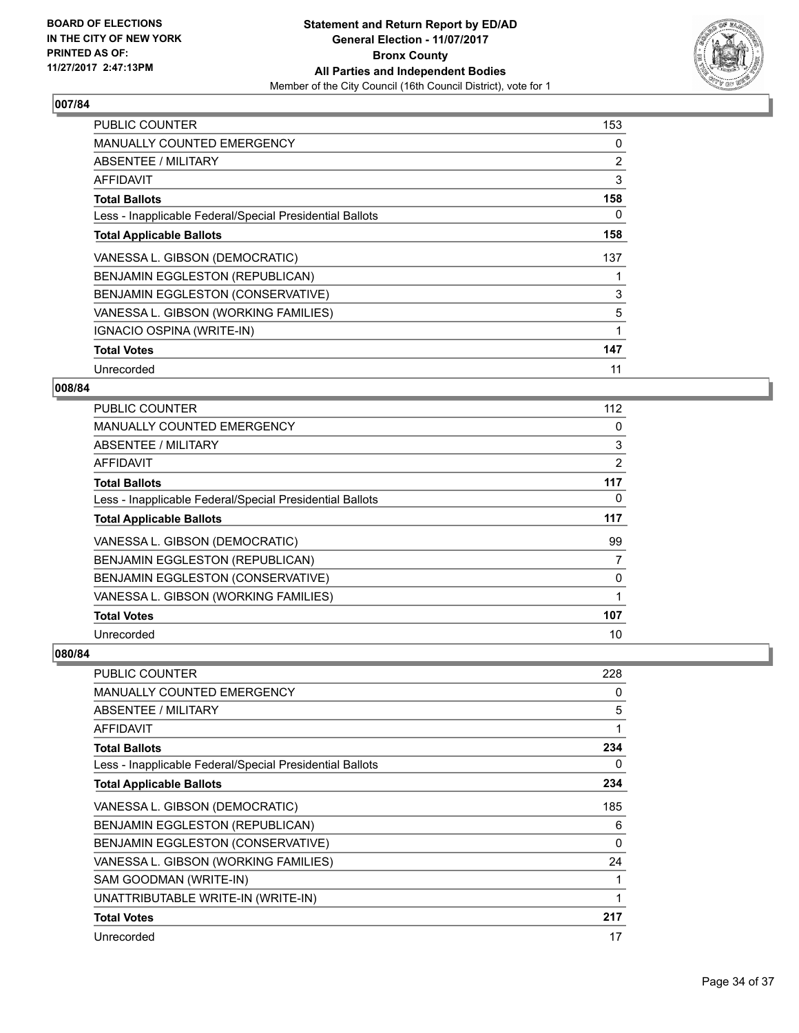### 007/84

| | |
|---|---|
| PUBLIC COUNTER | 153 |
| MANUALLY COUNTED EMERGENCY | 0 |
| ABSENTEE / MILITARY | 2 |
| AFFIDAVIT | 3 |
| **Total Ballots** | **158** |
| Less - Inapplicable Federal/Special Presidential Ballots | 0 |
| **Total Applicable Ballots** | **158** |
| VANESSA L. GIBSON (DEMOCRATIC) | 137 |
| BENJAMIN EGGLESTON (REPUBLICAN) | 1 |
| BENJAMIN EGGLESTON (CONSERVATIVE) | 3 |
| VANESSA L. GIBSON (WORKING FAMILIES) | 5 |
| IGNACIO OSPINA (WRITE-IN) | 1 |
| **Total Votes** | **147** |
| Unrecorded | 11 |

### 008/84

| | |
|---|---|
| PUBLIC COUNTER | 112 |
| MANUALLY COUNTED EMERGENCY | 0 |
| ABSENTEE / MILITARY | 3 |
| AFFIDAVIT | 2 |
| **Total Ballots** | **117** |
| Less - Inapplicable Federal/Special Presidential Ballots | 0 |
| **Total Applicable Ballots** | **117** |
| VANESSA L. GIBSON (DEMOCRATIC) | 99 |
| BENJAMIN EGGLESTON (REPUBLICAN) | 7 |
| BENJAMIN EGGLESTON (CONSERVATIVE) | 0 |
| VANESSA L. GIBSON (WORKING FAMILIES) | 1 |
| **Total Votes** | **107** |
| Unrecorded | 10 |

### 080/84

| | |
|---|---|
| PUBLIC COUNTER | 228 |
| MANUALLY COUNTED EMERGENCY | 0 |
| ABSENTEE / MILITARY | 5 |
| AFFIDAVIT | 1 |
| **Total Ballots** | **234** |
| Less - Inapplicable Federal/Special Presidential Ballots | 0 |
| **Total Applicable Ballots** | **234** |
| VANESSA L. GIBSON (DEMOCRATIC) | 185 |
| BENJAMIN EGGLESTON (REPUBLICAN) | 6 |
| BENJAMIN EGGLESTON (CONSERVATIVE) | 0 |
| VANESSA L. GIBSON (WORKING FAMILIES) | 24 |
| SAM GOODMAN (WRITE-IN) | 1 |
| UNATTRIBUTABLE WRITE-IN (WRITE-IN) | 1 |
| **Total Votes** | **217** |
| Unrecorded | 17 |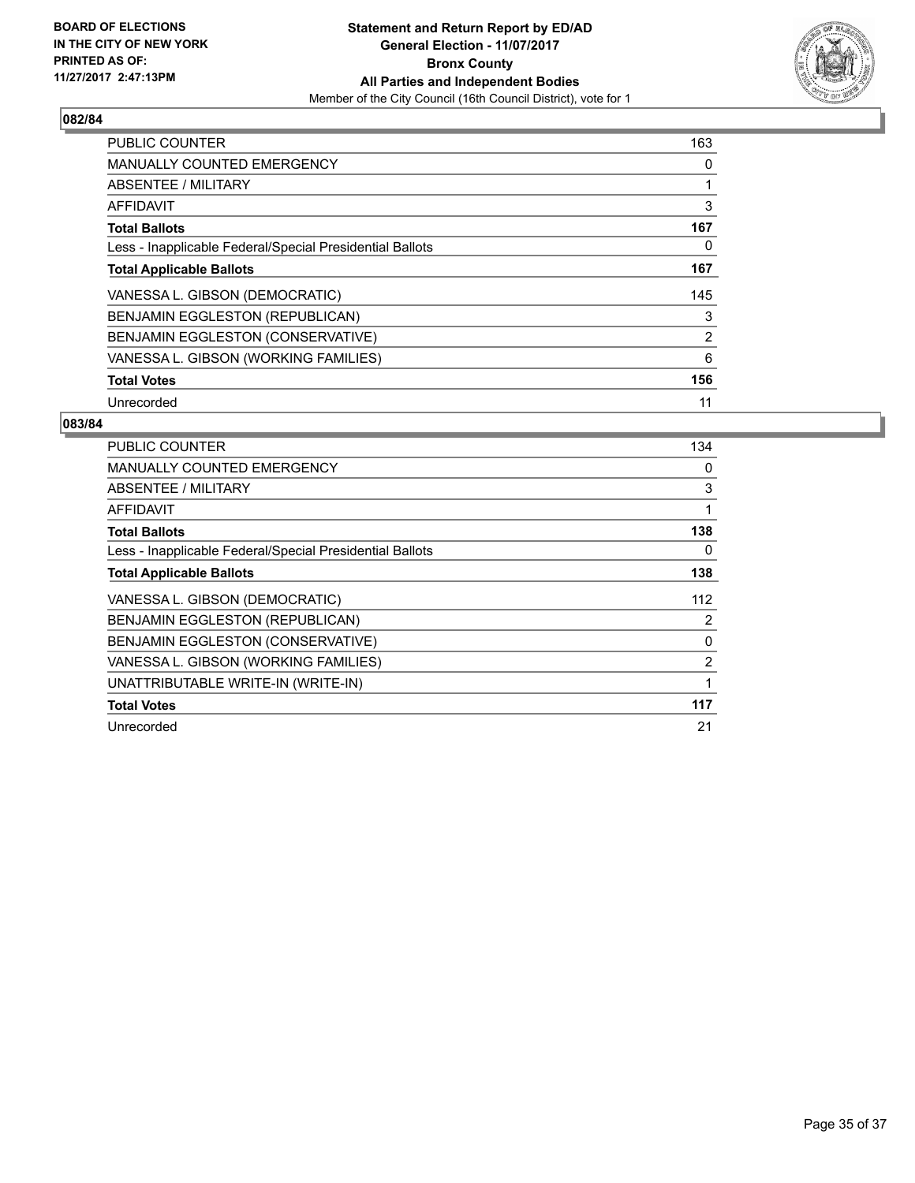BOARD OF ELECTIONS
IN THE CITY OF NEW YORK
PRINTED AS OF:
11/27/2017 2:47:13PM

**Statement and Return Report by ED/AD**
**General Election - 11/07/2017**
**Bronx County**
**All Parties and Independent Bodies**
Member of the City Council (16th Council District), vote for 1

### 082/84

| | |
|---|---|
| PUBLIC COUNTER | 163 |
| MANUALLY COUNTED EMERGENCY | 0 |
| ABSENTEE / MILITARY | 1 |
| AFFIDAVIT | 3 |
| **Total Ballots** | **167** |
| Less - Inapplicable Federal/Special Presidential Ballots | 0 |
| **Total Applicable Ballots** | **167** |
| VANESSA L. GIBSON (DEMOCRATIC) | 145 |
| BENJAMIN EGGLESTON (REPUBLICAN) | 3 |
| BENJAMIN EGGLESTON (CONSERVATIVE) | 2 |
| VANESSA L. GIBSON (WORKING FAMILIES) | 6 |
| **Total Votes** | **156** |
| Unrecorded | 11 |

### 083/84

| | |
|---|---|
| PUBLIC COUNTER | 134 |
| MANUALLY COUNTED EMERGENCY | 0 |
| ABSENTEE / MILITARY | 3 |
| AFFIDAVIT | 1 |
| **Total Ballots** | **138** |
| Less - Inapplicable Federal/Special Presidential Ballots | 0 |
| **Total Applicable Ballots** | **138** |
| VANESSA L. GIBSON (DEMOCRATIC) | 112 |
| BENJAMIN EGGLESTON (REPUBLICAN) | 2 |
| BENJAMIN EGGLESTON (CONSERVATIVE) | 0 |
| VANESSA L. GIBSON (WORKING FAMILIES) | 2 |
| UNATTRIBUTABLE WRITE-IN (WRITE-IN) | 1 |
| **Total Votes** | **117** |
| Unrecorded | 21 |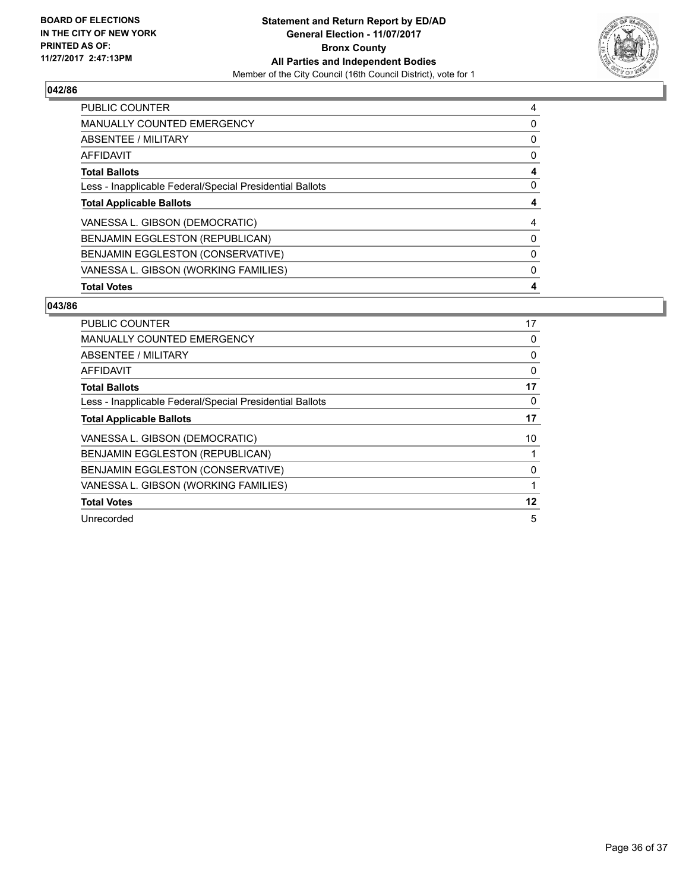**BOARD OF ELECTIONS IN THE CITY OF NEW YORK PRINTED AS OF: 11/27/2017 2:47:13PM**

**Statement and Return Report by ED/AD General Election - 11/07/2017 Bronx County All Parties and Independent Bodies**

Member of the City Council (16th Council District), vote for 1

## 042/86

| | |
|---|---|
| PUBLIC COUNTER | 4 |
| MANUALLY COUNTED EMERGENCY | 0 |
| ABSENTEE / MILITARY | 0 |
| AFFIDAVIT | 0 |
| **Total Ballots** | **4** |
| Less - Inapplicable Federal/Special Presidential Ballots | 0 |
| **Total Applicable Ballots** | **4** |
| VANESSA L. GIBSON (DEMOCRATIC) | 4 |
| BENJAMIN EGGLESTON (REPUBLICAN) | 0 |
| BENJAMIN EGGLESTON (CONSERVATIVE) | 0 |
| VANESSA L. GIBSON (WORKING FAMILIES) | 0 |
| **Total Votes** | **4** |

## 043/86

| | |
|---|---|
| PUBLIC COUNTER | 17 |
| MANUALLY COUNTED EMERGENCY | 0 |
| ABSENTEE / MILITARY | 0 |
| AFFIDAVIT | 0 |
| **Total Ballots** | **17** |
| Less - Inapplicable Federal/Special Presidential Ballots | 0 |
| **Total Applicable Ballots** | **17** |
| VANESSA L. GIBSON (DEMOCRATIC) | 10 |
| BENJAMIN EGGLESTON (REPUBLICAN) | 1 |
| BENJAMIN EGGLESTON (CONSERVATIVE) | 0 |
| VANESSA L. GIBSON (WORKING FAMILIES) | 1 |
| **Total Votes** | **12** |
| Unrecorded | 5 |